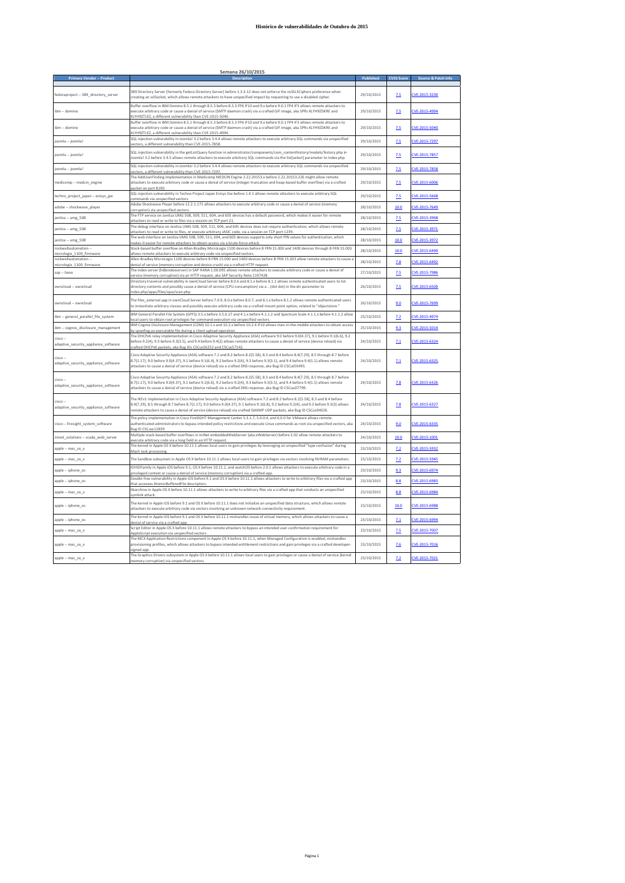# Histórico de vulnerabilidades de Outubro do 2015

**Semana 26/10/2015**

| Primary Vendor -- Product | Description | Published | CVSS Score | Source & Patch Info |
|---|---|---|---|---|
| fedoraproject -- 389_directory_server | 389 Directory Server (formerly Fedora Directory Server) before 1.3.3.12 does not enforce the nsSSL3Ciphers preference when creating an sslSocket, which allows remote attackers to have unspecified impact by requesting to use a disabled cipher. | 29/10/2015 | 7.5 | CVE-2015-3230 |
| ibm -- domino | Buffer overflow in IBM Domino 8.5.1 through 8.5.3 before 8.5.3 FP6 IF10 and 9.x before 9.0.1 FP4 IF3 allows remote attackers to execute arbitrary code or cause a denial of service (SMTP daemon crash) via a crafted GIF image, aka SPRs KLYH9ZDKRE and KLYH9ZTLEZ, a different vulnerability than CVE-2015-5040. | 29/10/2015 | 7.5 | CVE-2015-4994 |
| ibm -- domino | Buffer overflow in IBM Domino 8.5.1 through 8.5.3 before 8.5.3 FP6 IF10 and 9.x before 9.0.1 FP4 IF3 allows remote attackers to execute arbitrary code or cause a denial of service (SMTP daemon crash) via a crafted GIF image, aka SPRs KLYH9ZDKRE and KLYH9ZTLEZ, a different vulnerability than CVE-2015-4994. | 29/10/2015 | 7.5 | CVE-2015-5040 |
| joomla -- joomla! | SQL injection vulnerability in Joomla! 3.2 before 3.4.4 allows remote attackers to execute arbitrary SQL commands via unspecified vectors, a different vulnerability than CVE-2015-7858. | 29/10/2015 | 7.5 | CVE-2015-7297 |
| joomla -- joomla! | SQL injection vulnerability in the getListQuery function in administrator/components/com_contenthistory/models/history.php in Joomla! 3.2 before 3.4.5 allows remote attackers to execute arbitrary SQL commands via the list[select] parameter to index.php. | 29/10/2015 | 7.5 | CVE-2015-7857 |
| joomla -- joomla! | SQL injection vulnerability in Joomla! 3.2 before 3.4.4 allows remote attackers to execute arbitrary SQL commands via unspecified vectors, a different vulnerability than CVE-2015-7297. | 29/10/2015 | 7.5 | CVE-2015-7858 |
| medicomp -- medcin_engine | The AddUserFinding implementation in Medicomp MEDCIN Engine 2.22.20153.x before 2.22.20153.226 might allow remote attackers to execute arbitrary code or cause a denial of service (integer truncation and heap-based buffer overflow) via a crafted packet on port 8190. | 29/10/2015 | 7.5 | CVE-2015-6006 |
| techno_project_japan -- enisys_gw | SQL injection vulnerability in Techno Project Japan Enisys Gw before 1.4.1 allows remote attackers to execute arbitrary SQL commands via unspecified vectors. | 29/10/2015 | 7.5 | CVE-2015-5668 |
| adobe -- shockwave_player | Adobe Shockwave Player before 12.2.1.171 allows attackers to execute arbitrary code or cause a denial of service (memory corruption) via unspecified vectors. | 28/10/2015 | 10.0 | CVE-2015-7649 |
| janitza -- umg_508 | The FTP service on Janitza UMG 508, 509, 511, 604, and 605 devices has a default password, which makes it easier for remote attackers to read or write to files via a session on TCP port 21. | 28/10/2015 | 7.5 | CVE-2015-3968 |
| janitza -- umg_508 | The debug interface on Janitza UMG 508, 509, 511, 604, and 605 devices does not require authentication, which allows remote attackers to read or write to files, or execute arbitrary JASIC code, via a session on TCP port 1239. | 28/10/2015 | 7.5 | CVE-2015-3971 |
| janitza -- umg_508 | The web interface on Janitza UMG 508, 509, 511, 604, and 605 devices supports only short PIN values for authentication, which makes it easier for remote attackers to obtain access via a brute-force attack. | 28/10/2015 | 10.0 | CVE-2015-3972 |
| rockwellautomation -- micrologix_1100_firmware | Stack-based buffer overflow on Allen-Bradley MicroLogix 1100 devices before B FRN 15.000 and 1400 devices through B FRN 15.003 allows remote attackers to execute arbitrary code via unspecified vectors. | 28/10/2015 | 10.0 | CVE-2015-6490 |
| rockwellautomation -- micrologix_1100_firmware | Allen-Bradley MicroLogix 1100 devices before B FRN 15.000 and 1400 devices before B FRN 15.003 allow remote attackers to cause a denial of service (memory corruption and device crash) via a crafted HTTP request. | 28/10/2015 | 7.8 | CVE-2015-6492 |
| sap -- hana | The index server (hdbindexserver) in SAP HANA 1.00.095 allows remote attackers to execute arbitrary code or cause a denial of service (memory corruption) via an HTTP request, aka SAP Security Note 2197428. | 27/10/2015 | 7.5 | CVE-2015-7986 |
| owncloud -- owncloud | Directory traversal vulnerability in ownCloud Server before 8.0.6 and 8.1.x before 8.1.1 allows remote authenticated users to list directory contents and possibly cause a denial of service (CPU consumption) via a .. (dot dot) in the dir parameter to index.php/apps/files/ajax/scan.php. | 26/10/2015 | 7.5 | CVE-2015-6500 |
| owncloud -- owncloud | The files_external app in ownCloud Server before 7.0.9, 8.0.x before 8.0.7, and 8.1.x before 8.1.2 allows remote authenticated users to instantiate arbitrary classes and possibly execute arbitrary code via a crafted mount point option, related to "objectstore." | 26/10/2015 | 9.0 | CVE-2015-7699 |
| ibm -- general_parallel_file_system | IBM General Parallel File System (GPFS) 3.5.x before 3.5.0.27 and 4.1.x before 4.1.1.2 and Spectrum Scale 4.1.1.x before 4.1.1.2 allow local users to obtain root privileges for command execution via unspecified vectors. | 25/10/2015 | 7.2 | CVE-2015-4974 |
| ibm -- cognos_disclosure_management | IBM Cognos Disclosure Management (CDM) 10.1.x and 10.2.x before 10.2.4 IF10 allows man-in-the-middle attackers to obtain access by spoofing an executable file during a client upload operation. | 25/10/2015 | 9.3 | CVE-2015-5014 |
| cisco -- adaptive_security_appliance_software | The DHCPv6 relay implementation in Cisco Adaptive Security Appliance (ASA) software 9.0 before 9.0(4.37), 9.1 before 9.1(6.6), 9.2 before 9.2(4), 9.3 before 9.3(3.5), and 9.4 before 9.4(2) allows remote attackers to cause a denial of service (device reload) via crafted DHCPv6 packets, aka Bug IDs CSCus56252 and CSCus57142. | 24/10/2015 | 7.1 | CVE-2015-6324 |
| cisco -- adaptive_security_appliance_software | Cisco Adaptive Security Appliance (ASA) software 7.2 and 8.2 before 8.2(5.58), 8.3 and 8.4 before 8.4(7.29), 8.5 through 8.7 before 8.7(1.17), 9.0 before 9.0(4.37), 9.1 before 9.1(6.4), 9.2 before 9.2(4), 9.3 before 9.3(3.1), and 9.4 before 9.4(1.1) allows remote attackers to cause a denial of service (device reload) via a crafted DNS response, aka Bug ID CSCut03495. | 24/10/2015 | 7.1 | CVE-2015-6325 |
| cisco -- adaptive_security_appliance_software | Cisco Adaptive Security Appliance (ASA) software 7.2 and 8.2 before 8.2(5.58), 8.3 and 8.4 before 8.4(7.29), 8.5 through 8.7 before 8.7(1.17), 9.0 before 9.0(4.37), 9.1 before 9.1(6.6), 9.2 before 9.2(4), 9.3 before 9.3(3.5), and 9.4 before 9.4(1.5) allows remote attackers to cause a denial of service (device reload) via a crafted DNS response, aka Bug ID CSCuu07799. | 24/10/2015 | 7.8 | CVE-2015-6326 |
| cisco -- adaptive_security_appliance_software | The IKEv1 implementation in Cisco Adaptive Security Appliance (ASA) software 7.2 and 8.2 before 8.2(5.58), 8.3 and 8.4 before 8.4(7.29), 8.5 through 8.7 before 8.7(1.17), 9.0 before 9.0(4.37), 9.1 before 9.1(6.8), 9.2 before 9.2(4), and 9.3 before 9.3(3) allows remote attackers to cause a denial of service (device reload) via crafted ISAKMP UDP packets, aka Bug ID CSCus94026. | 24/10/2015 | 7.8 | CVE-2015-6327 |
| cisco -- firesight_system_software | The policy implementation in Cisco FireSIGHT Management Center 5.3.1.7, 5.4.0.4, and 6.0.0 for VMware allows remote authenticated administrators to bypass intended policy restrictions and execute Linux commands as root via unspecified vectors, aka Bug ID CSCuw12839. | 24/10/2015 | 9.0 | CVE-2015-6335 |
| inInet_solutions -- scada_web_server | Multiple stack-based buffer overflows in IniNet embeddedWebServer (aka eWebServer) before 2.02 allow remote attackers to execute arbitrary code via a long field in an HTTP request. | 24/10/2015 | 10.0 | CVE-2015-1001 |
| apple -- mac_os_x | The kernel in Apple OS X before 10.11.1 allows local users to gain privileges by leveraging an unspecified "type confusion" during Mach task processing. | 23/10/2015 | 7.2 | CVE-2015-5932 |
| apple -- mac_os_x | The Sandbox subsystem in Apple OS X before 10.11.1 allows local users to gain privileges via vectors involving NVRAM parameters. | 23/10/2015 | 7.2 | CVE-2015-5945 |
| apple -- iphone_os | IOHIDFamily in Apple iOS before 9.1, OS X before 10.11.1, and watchOS before 2.0.1 allows attackers to execute arbitrary code in a privileged context or cause a denial of service (memory corruption) via a crafted app. | 23/10/2015 | 9.3 | CVE-2015-6974 |
| apple -- iphone_os | Double free vulnerability in Apple iOS before 9.1 and OS X before 10.11.1 allows attackers to write to arbitrary files via a crafted app that accesses AtomicBufferedFile descriptors. | 23/10/2015 | 8.8 | CVE-2015-6983 |
| apple -- mac_os_x | libarchive in Apple OS X before 10.11.1 allows attackers to write to arbitrary files via a crafted app that conducts an unspecified symlink attack. | 23/10/2015 | 8.8 | CVE-2015-6984 |
| apple -- iphone_os | The kernel in Apple iOS before 9.1 and OS X before 10.11.1 does not initialize an unspecified data structure, which allows remote attackers to execute arbitrary code via vectors involving an unknown network-connectivity requirement. | 23/10/2015 | 10.0 | CVE-2015-6988 |
| apple -- iphone_os | The kernel in Apple iOS before 9.1 and OS X before 10.11.1 mishandles reuse of virtual memory, which allows attackers to cause a denial of service via a crafted app. | 23/10/2015 | 7.1 | CVE-2015-6994 |
| apple -- mac_os_x | Script Editor in Apple OS X before 10.11.1 allows remote attackers to bypass an intended user-confirmation requirement for AppleScript execution via unspecified vectors. | 23/10/2015 | 7.5 | CVE-2015-7007 |
| apple -- mac_os_x | The MCX Application Restrictions component in Apple OS X before 10.11.1, when Managed Configuration is enabled, mishandles provisioning profiles, which allows attackers to bypass intended entitlement restrictions and gain privileges via a crafted developer-signed app. | 23/10/2015 | 7.6 | CVE-2015-7016 |
| apple -- mac_os_x | The Graphics Drivers subsystem in Apple OS X before 10.11.1 allows local users to gain privileges or cause a denial of service (kernel memory corruption) via unspecified vectors. | 23/10/2015 | 7.2 | CVE-2015-7021 |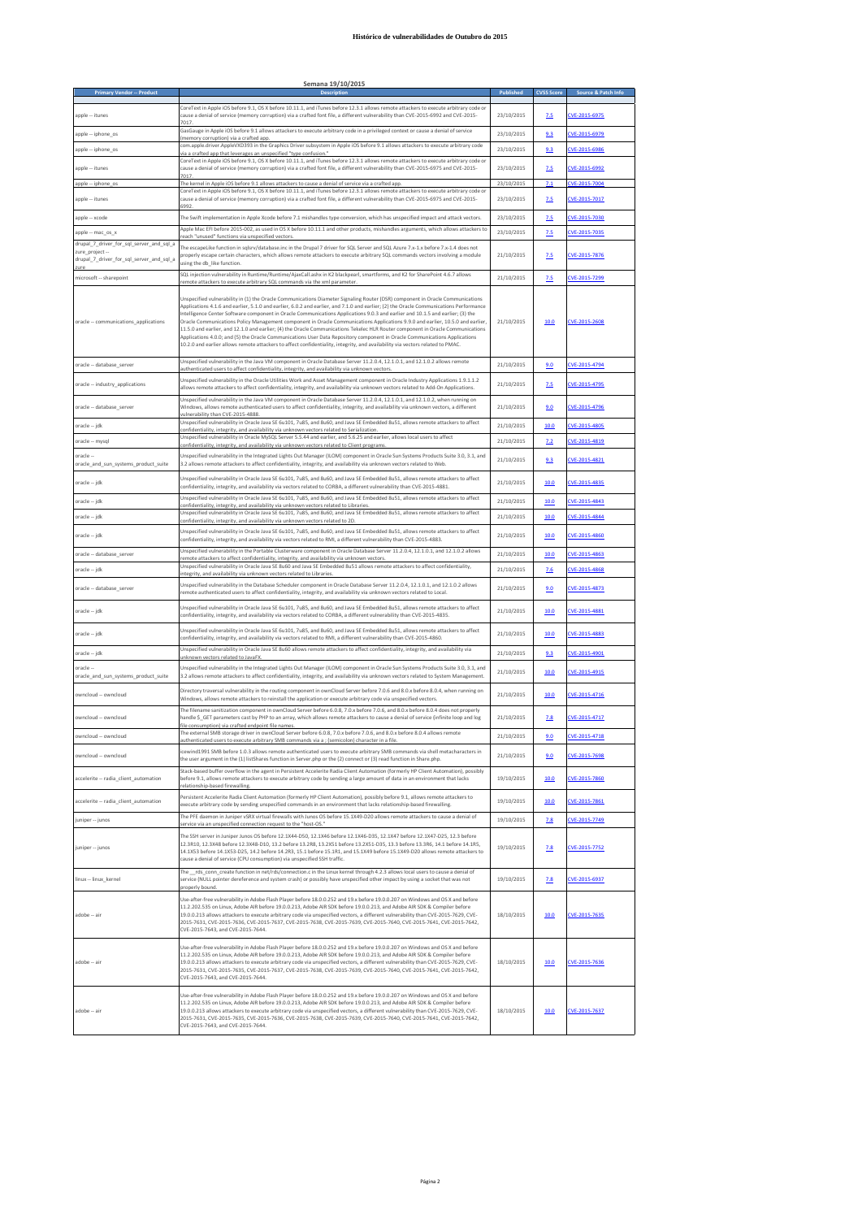# Histórico de vulnerabilidades de Outubro do 2015

## Semana 19/10/2015

| Primary Vendor -- Product | Description | Published | CVSS Score | Source & Patch Info |
| --- | --- | --- | --- | --- |
| apple -- itunes | CoreText in Apple iOS before 9.1, OS X before 10.11.1, and iTunes before 12.3.1 allows remote attackers to execute arbitrary code or cause a denial of service (memory corruption) via a crafted font file, a different vulnerability than CVE-2015-6992 and CVE-2015-7017. | 23/10/2015 | 7.5 | CVE-2015-6975 |
| apple -- iphone_os | GasGauge in Apple iOS before 9.1 allows attackers to execute arbitrary code in a privileged context or cause a denial of service (memory corruption) via a crafted app. | 23/10/2015 | 9.3 | CVE-2015-6979 |
| apple -- iphone_os | com.apple.driver.AppleVXD393 in the Graphics Driver subsystem in Apple iOS before 9.1 allows attackers to execute arbitrary code via a crafted app that leverages an unspecified "type confusion." | 23/10/2015 | 9.3 | CVE-2015-6986 |
| apple -- itunes | CoreText in Apple iOS before 9.1, OS X before 10.11.1, and iTunes before 12.3.1 allows remote attackers to execute arbitrary code or cause a denial of service (memory corruption) via a crafted font file, a different vulnerability than CVE-2015-6975 and CVE-2015-7017. | 23/10/2015 | 7.5 | CVE-2015-6992 |
| apple -- iphone_os | The kernel in Apple iOS before 9.1 allows attackers to cause a denial of service via a crafted app. | 23/10/2015 | 7.1 | CVE-2015-7004 |
| apple -- itunes | CoreText in Apple iOS before 9.1, OS X before 10.11.1, and iTunes before 12.3.1 allows remote attackers to execute arbitrary code or cause a denial of service (memory corruption) via a crafted font file, a different vulnerability than CVE-2015-6975 and CVE-2015-6992. | 23/10/2015 | 7.5 | CVE-2015-7017 |
| apple -- xcode | The Swift implementation in Apple Xcode before 7.1 mishandles type conversion, which has unspecified impact and attack vectors. | 23/10/2015 | 7.5 | CVE-2015-7030 |
| apple -- mac_os_x | Apple Mac EFI before 2015-002, as used in OS X before 10.11.1 and other products, mishandles arguments, which allows attackers to reach "unused" functions via unspecified vectors. | 23/10/2015 | 7.5 | CVE-2015-7035 |
| drupal_7_driver_for_sql_server_and_sql_azure_project -- drupal_7_driver_for_sql_server_and_sql_azure | The escapeLike function in sqlsrv/database.inc in the Drupal 7 driver for SQL Server and SQL Azure 7.x-1.x before 7.x-1.4 does not properly escape certain characters, which allows remote attackers to execute arbitrary SQL commands via vectors involving a module using the db_like function. | 21/10/2015 | 7.5 | CVE-2015-7876 |
| microsoft -- sharepoint | SQL injection vulnerability in Runtime/Runtime/AjaxCall.ashx in K2 blackpearl, smartforms, and K2 for SharePoint 4.6.7 allows remote attackers to execute arbitrary SQL commands via the xml parameter. | 21/10/2015 | 7.5 | CVE-2015-7299 |
| oracle -- communications_applications | Unspecified vulnerability in (1) the Oracle Communications Diameter Signaling Router (DSR) component in Oracle Communications Applications 4.1.6 and earlier, 5.1.0 and earlier, 6.0.2 and earlier, and 7.1.0 and earlier; (2) the Oracle Communications Performance Intelligence Center Software component in Oracle Communications Applications 9.0.3 and earlier and 10.1.5 and earlier; (3) the Oracle Communications Policy Management component in Oracle Communications Applications 9.9.0 and earlier, 10.5.0 and earlier, 11.5.0 and earlier, and 12.1.0 and earlier; (4) the Oracle Communications Tekelec HLR Router component in Oracle Communications Applications 4.0.0; and (5) the Oracle Communications User Data Repository component in Oracle Communications Applications 10.2.0 and earlier allows remote attackers to affect confidentiality, integrity, and availability via vectors related to PMAC. | 21/10/2015 | 10.0 | CVE-2015-2608 |
| oracle -- database_server | Unspecified vulnerability in the Java VM component in Oracle Database Server 11.2.0.4, 12.1.0.1, and 12.1.0.2 allows remote authenticated users to affect confidentiality, integrity, and availability via unknown vectors. | 21/10/2015 | 9.0 | CVE-2015-4794 |
| oracle -- industry_applications | Unspecified vulnerability in the Oracle Utilities Work and Asset Management component in Oracle Industry Applications 1.9.1.1.2 allows remote attackers to affect confidentiality, integrity, and availability via unknown vectors related to Add-On Applications. | 21/10/2015 | 7.5 | CVE-2015-4795 |
| oracle -- database_server | Unspecified vulnerability in the Java VM component in Oracle Database Server 11.2.0.4, 12.1.0.1, and 12.1.0.2, when running on Windows, allows remote authenticated users to affect confidentiality, integrity, and availability via unknown vectors, a different vulnerability than CVE-2015-4888. | 21/10/2015 | 9.0 | CVE-2015-4796 |
| oracle -- jdk | Unspecified vulnerability in Oracle Java SE 6u101, 7u85, and 8u60, and Java SE Embedded 8u51, allows remote attackers to affect confidentiality, integrity, and availability via unknown vectors related to Serialization. | 21/10/2015 | 10.0 | CVE-2015-4805 |
| oracle -- mysql | Unspecified vulnerability in Oracle MySQL Server 5.5.44 and earlier, and 5.6.25 and earlier, allows local users to affect confidentiality, integrity, and availability via unknown vectors related to Client programs. | 21/10/2015 | 7.2 | CVE-2015-4819 |
| oracle -- oracle_and_sun_systems_product_suite | Unspecified vulnerability in the Integrated Lights Out Manager (ILOM) component in Oracle Sun Systems Products Suite 3.0, 3.1, and 3.2 allows remote attackers to affect confidentiality, integrity, and availability via unknown vectors related to Web. | 21/10/2015 | 9.3 | CVE-2015-4821 |
| oracle -- jdk | Unspecified vulnerability in Oracle Java SE 6u101, 7u85, and 8u60, and Java SE Embedded 8u51, allows remote attackers to affect confidentiality, integrity, and availability via vectors related to CORBA, a different vulnerability than CVE-2015-4881. | 21/10/2015 | 10.0 | CVE-2015-4835 |
| oracle -- jdk | Unspecified vulnerability in Oracle Java SE 6u101, 7u85, and 8u60, and Java SE Embedded 8u51, allows remote attackers to affect confidentiality, integrity, and availability via unknown vectors related to Libraries. | 21/10/2015 | 10.0 | CVE-2015-4843 |
| oracle -- jdk | Unspecified vulnerability in Oracle Java SE 6u101, 7u85, and 8u60, and Java SE Embedded 8u51, allows remote attackers to affect confidentiality, integrity, and availability via unknown vectors related to 2D. | 21/10/2015 | 10.0 | CVE-2015-4844 |
| oracle -- jdk | Unspecified vulnerability in Oracle Java SE 6u101, 7u85, and 8u60, and Java SE Embedded 8u51, allows remote attackers to affect confidentiality, integrity, and availability via vectors related to RMI, a different vulnerability than CVE-2015-4883. | 21/10/2015 | 10.0 | CVE-2015-4860 |
| oracle -- database_server | Unspecified vulnerability in the Portable Clusterware component in Oracle Database Server 11.2.0.4, 12.1.0.1, and 12.1.0.2 allows remote attackers to affect confidentiality, integrity, and availability via unknown vectors. | 21/10/2015 | 10.0 | CVE-2015-4863 |
| oracle -- jdk | Unspecified vulnerability in Oracle Java SE 8u60 and Java SE Embedded 8u51 allows remote attackers to affect confidentiality, integrity, and availability via unknown vectors related to Libraries. | 21/10/2015 | 7.6 | CVE-2015-4868 |
| oracle -- database_server | Unspecified vulnerability in the Database Scheduler component in Oracle Database Server 11.2.0.4, 12.1.0.1, and 12.1.0.2 allows remote authenticated users to affect confidentiality, integrity, and availability via unknown vectors related to Local. | 21/10/2015 | 9.0 | CVE-2015-4873 |
| oracle -- jdk | Unspecified vulnerability in Oracle Java SE 6u101, 7u85, and 8u60, and Java SE Embedded 8u51, allows remote attackers to affect confidentiality, integrity, and availability via vectors related to CORBA, a different vulnerability than CVE-2015-4835. | 21/10/2015 | 10.0 | CVE-2015-4881 |
| oracle -- jdk | Unspecified vulnerability in Oracle Java SE 6u101, 7u85, and 8u60, and Java SE Embedded 8u51, allows remote attackers to affect confidentiality, integrity, and availability via vectors related to RMI, a different vulnerability than CVE-2015-4860. | 21/10/2015 | 10.0 | CVE-2015-4883 |
| oracle -- jdk | Unspecified vulnerability in Oracle Java SE 8u60 allows remote attackers to affect confidentiality, integrity, and availability via unknown vectors related to JavaFX. | 21/10/2015 | 9.3 | CVE-2015-4901 |
| oracle -- oracle_and_sun_systems_product_suite | Unspecified vulnerability in the Integrated Lights Out Manager (ILOM) component in Oracle Sun Systems Products Suite 3.0, 3.1, and 3.2 allows remote attackers to affect confidentiality, integrity, and availability via unknown vectors related to System Management. | 21/10/2015 | 10.0 | CVE-2015-4915 |
| owncloud -- owncloud | Directory traversal vulnerability in the routing component in ownCloud Server before 7.0.6 and 8.0.x before 8.0.4, when running on Windows, allows remote attackers to reinstall the application or execute arbitrary code via unspecified vectors. | 21/10/2015 | 10.0 | CVE-2015-4716 |
| owncloud -- owncloud | The filename sanitization component in ownCloud Server before 6.0.8, 7.0.x before 7.0.6, and 8.0.x before 8.0.4 does not properly handle $_GET parameters cast by PHP to an array, which allows remote attackers to cause a denial of service (infinite loop and log file consumption) via crafted endpoint file names. | 21/10/2015 | 7.8 | CVE-2015-4717 |
| owncloud -- owncloud | The external SMB storage driver in ownCloud Server before 6.0.8, 7.0.x before 7.0.6, and 8.0.x before 8.0.4 allows remote authenticated users to execute arbitrary SMB commands via a ; (semicolon) character in a file. | 21/10/2015 | 9.0 | CVE-2015-4718 |
| owncloud -- owncloud | icewind1991 SMB before 1.0.3 allows remote authenticated users to execute arbitrary SMB commands via shell metacharacters in the user argument in the (1) listShares function in Server.php or the (2) connect or (3) read function in Share.php. | 21/10/2015 | 9.0 | CVE-2015-7698 |
| accelerite -- radia_client_automation | Stack-based buffer overflow in the agent in Persistent Accelerite Radia Client Automation (formerly HP Client Automation), possibly before 9.1, allows remote attackers to execute arbitrary code by sending a large amount of data in an environment that lacks relationship-based firewalling. | 19/10/2015 | 10.0 | CVE-2015-7860 |
| accelerite -- radia_client_automation | Persistent Accelerite Radia Client Automation (formerly HP Client Automation), possibly before 9.1, allows remote attackers to execute arbitrary code by sending unspecified commands in an environment that lacks relationship-based firewalling. | 19/10/2015 | 10.0 | CVE-2015-7861 |
| juniper -- junos | The PFE daemon in Juniper vSRX virtual firewalls with Junos OS before 15.1X49-D20 allows remote attackers to cause a denial of service via an unspecified connection request to the "host-OS." | 19/10/2015 | 7.8 | CVE-2015-7749 |
| juniper -- junos | The SSH server in Juniper Junos OS before 12.1X46-D50, 12.1X46 before 12.1X46-D35, 12.1X47 before 12.1X47-D25, 12.3 before 12.3R10, 12.3X48 before 12.3X48-D10, 13.2 before 13.2R8, 13.2X51 before 13.2X51-D35, 13.3 before 13.3R6, 14.1 before 14.1R5, 14.1X53 before 14.1X53-D25, 14.2 before 14.2R3, 15.1 before 15.1R1, and 15.1X49 before 15.1X49-D20 allows remote attackers to cause a denial of service (CPU consumption) via unspecified SSH traffic. | 19/10/2015 | 7.8 | CVE-2015-7752 |
| linux -- linux_kernel | The __rds_conn_create function in net/rds/connection.c in the Linux kernel through 4.2.3 allows local users to cause a denial of service (NULL pointer dereference and system crash) or possibly have unspecified other impact by using a socket that was not properly bound. | 19/10/2015 | 7.8 | CVE-2015-6937 |
| adobe -- air | Use-after-free vulnerability in Adobe Flash Player before 18.0.0.252 and 19.x before 19.0.0.207 on Windows and OS X and before 11.2.202.535 on Linux, Adobe AIR before 19.0.0.213, Adobe AIR SDK before 19.0.0.213, and Adobe AIR SDK & Compiler before 19.0.0.213 allows attackers to execute arbitrary code via unspecified vectors, a different vulnerability than CVE-2015-7629, CVE-2015-7631, CVE-2015-7636, CVE-2015-7637, CVE-2015-7638, CVE-2015-7639, CVE-2015-7640, CVE-2015-7641, CVE-2015-7642, CVE-2015-7643, and CVE-2015-7644. | 18/10/2015 | 10.0 | CVE-2015-7635 |
| adobe -- air | Use-after-free vulnerability in Adobe Flash Player before 18.0.0.252 and 19.x before 19.0.0.207 on Windows and OS X and before 11.2.202.535 on Linux, Adobe AIR before 19.0.0.213, Adobe AIR SDK before 19.0.0.213, and Adobe AIR SDK & Compiler before 19.0.0.213 allows attackers to execute arbitrary code via unspecified vectors, a different vulnerability than CVE-2015-7629, CVE-2015-7631, CVE-2015-7635, CVE-2015-7637, CVE-2015-7638, CVE-2015-7639, CVE-2015-7640, CVE-2015-7641, CVE-2015-7642, CVE-2015-7643, and CVE-2015-7644. | 18/10/2015 | 10.0 | CVE-2015-7636 |
| adobe -- air | Use-after-free vulnerability in Adobe Flash Player before 18.0.0.252 and 19.x before 19.0.0.207 on Windows and OS X and before 11.2.202.535 on Linux, Adobe AIR before 19.0.0.213, Adobe AIR SDK before 19.0.0.213, and Adobe AIR SDK & Compiler before 19.0.0.213 allows attackers to execute arbitrary code via unspecified vectors, a different vulnerability than CVE-2015-7629, CVE-2015-7631, CVE-2015-7635, CVE-2015-7636, CVE-2015-7638, CVE-2015-7639, CVE-2015-7640, CVE-2015-7641, CVE-2015-7642, CVE-2015-7643, and CVE-2015-7644. | 18/10/2015 | 10.0 | CVE-2015-7637 |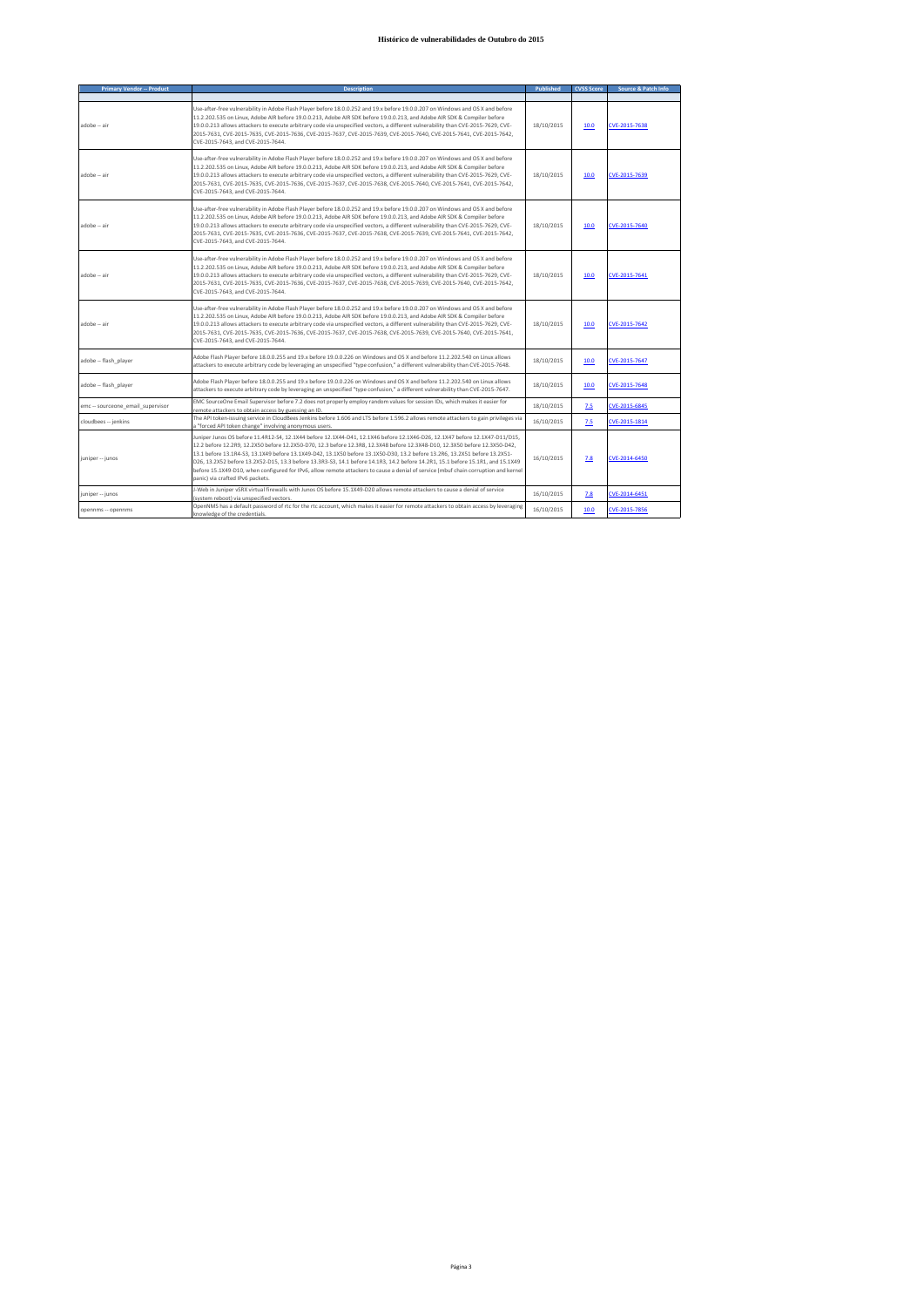# Histórico de vulnerabilidades de Outubro do 2015

| Primary Vendor -- Product | Description | Published | CVSS Score | Source & Patch Info |
|---|---|---|---|---|
| adobe -- air | Use-after-free vulnerability in Adobe Flash Player before 18.0.0.252 and 19.x before 19.0.0.207 on Windows and OS X and before 11.2.202.535 on Linux, Adobe AIR before 19.0.0.213, Adobe AIR SDK before 19.0.0.213, and Adobe AIR SDK & Compiler before 19.0.0.213 allows attackers to execute arbitrary code via unspecified vectors, a different vulnerability than CVE-2015-7629, CVE-2015-7631, CVE-2015-7635, CVE-2015-7636, CVE-2015-7637, CVE-2015-7639, CVE-2015-7640, CVE-2015-7641, CVE-2015-7642, CVE-2015-7643, and CVE-2015-7644. | 18/10/2015 | 10.0 | CVE-2015-7638 |
| adobe -- air | Use-after-free vulnerability in Adobe Flash Player before 18.0.0.252 and 19.x before 19.0.0.207 on Windows and OS X and before 11.2.202.535 on Linux, Adobe AIR before 19.0.0.213, Adobe AIR SDK before 19.0.0.213, and Adobe AIR SDK & Compiler before 19.0.0.213 allows attackers to execute arbitrary code via unspecified vectors, a different vulnerability than CVE-2015-7629, CVE-2015-7631, CVE-2015-7635, CVE-2015-7636, CVE-2015-7637, CVE-2015-7638, CVE-2015-7640, CVE-2015-7641, CVE-2015-7642, CVE-2015-7643, and CVE-2015-7644. | 18/10/2015 | 10.0 | CVE-2015-7639 |
| adobe -- air | Use-after-free vulnerability in Adobe Flash Player before 18.0.0.252 and 19.x before 19.0.0.207 on Windows and OS X and before 11.2.202.535 on Linux, Adobe AIR before 19.0.0.213, Adobe AIR SDK before 19.0.0.213, and Adobe AIR SDK & Compiler before 19.0.0.213 allows attackers to execute arbitrary code via unspecified vectors, a different vulnerability than CVE-2015-7629, CVE-2015-7631, CVE-2015-7635, CVE-2015-7636, CVE-2015-7637, CVE-2015-7638, CVE-2015-7639, CVE-2015-7641, CVE-2015-7642, CVE-2015-7643, and CVE-2015-7644. | 18/10/2015 | 10.0 | CVE-2015-7640 |
| adobe -- air | Use-after-free vulnerability in Adobe Flash Player before 18.0.0.252 and 19.x before 19.0.0.207 on Windows and OS X and before 11.2.202.535 on Linux, Adobe AIR before 19.0.0.213, Adobe AIR SDK before 19.0.0.213, and Adobe AIR SDK & Compiler before 19.0.0.213 allows attackers to execute arbitrary code via unspecified vectors, a different vulnerability than CVE-2015-7629, CVE-2015-7631, CVE-2015-7635, CVE-2015-7636, CVE-2015-7637, CVE-2015-7638, CVE-2015-7639, CVE-2015-7640, CVE-2015-7642, CVE-2015-7643, and CVE-2015-7644. | 18/10/2015 | 10.0 | CVE-2015-7641 |
| adobe -- air | Use-after-free vulnerability in Adobe Flash Player before 18.0.0.252 and 19.x before 19.0.0.207 on Windows and OS X and before 11.2.202.535 on Linux, Adobe AIR before 19.0.0.213, Adobe AIR SDK before 19.0.0.213, and Adobe AIR SDK & Compiler before 19.0.0.213 allows attackers to execute arbitrary code via unspecified vectors, a different vulnerability than CVE-2015-7629, CVE-2015-7631, CVE-2015-7635, CVE-2015-7636, CVE-2015-7637, CVE-2015-7638, CVE-2015-7639, CVE-2015-7640, CVE-2015-7641, CVE-2015-7643, and CVE-2015-7644. | 18/10/2015 | 10.0 | CVE-2015-7642 |
| adobe -- flash_player | Adobe Flash Player before 18.0.0.255 and 19.x before 19.0.0.226 on Windows and OS X and before 11.2.202.540 on Linux allows attackers to execute arbitrary code by leveraging an unspecified "type confusion," a different vulnerability than CVE-2015-7648. | 18/10/2015 | 10.0 | CVE-2015-7647 |
| adobe -- flash_player | Adobe Flash Player before 18.0.0.255 and 19.x before 19.0.0.226 on Windows and OS X and before 11.2.202.540 on Linux allows attackers to execute arbitrary code by leveraging an unspecified "type confusion," a different vulnerability than CVE-2015-7647. | 18/10/2015 | 10.0 | CVE-2015-7648 |
| emc -- sourceone_email_supervisor | EMC SourceOne Email Supervisor before 7.2 does not properly employ random values for session IDs, which makes it easier for remote attackers to obtain access by guessing an ID. | 18/10/2015 | 7.5 | CVE-2015-6845 |
| cloudbees -- jenkins | The API token-issuing service in CloudBees Jenkins before 1.606 and LTS before 1.596.2 allows remote attackers to gain privileges via a "forced API token change" involving anonymous users. | 16/10/2015 | 7.5 | CVE-2015-1814 |
| juniper -- junos | Juniper Junos OS before 11.4R12-S4, 12.1X44 before 12.1X44-D41, 12.1X46 before 12.1X46-D26, 12.1X47 before 12.1X47-D11/D15, 12.2 before 12.2R9, 12.2X50 before 12.2X50-D70, 12.3 before 12.3R8, 12.3X48 before 12.3X48-D10, 12.3X50 before 12.3X50-D42, 13.1 before 13.1R4-S3, 13.1X49 before 13.1X49-D42, 13.1X50 before 13.1X50-D30, 13.2 before 13.2R6, 13.2X51 before 13.2X51-D26, 13.2X52 before 13.2X52-D15, 13.3 before 13.3R3-S3, 14.1 before 14.1R3, 14.2 before 14.2R1, 15.1 before 15.1R1, and 15.1X49 before 15.1X49-D10, when configured for IPv6, allow remote attackers to cause a denial of service (mbuf chain corruption and kernel panic) via crafted IPv6 packets. | 16/10/2015 | 7.8 | CVE-2014-6450 |
| juniper -- junos | J-Web in Juniper vSRX virtual firewalls with Junos OS before 15.1X49-D20 allows remote attackers to cause a denial of service (system reboot) via unspecified vectors. | 16/10/2015 | 7.8 | CVE-2014-6451 |
| opennms -- opennms | OpenNMS has a default password of rtc for the rtc account, which makes it easier for remote attackers to obtain access by leveraging knowledge of the credentials. | 16/10/2015 | 10.0 | CVE-2015-7856 |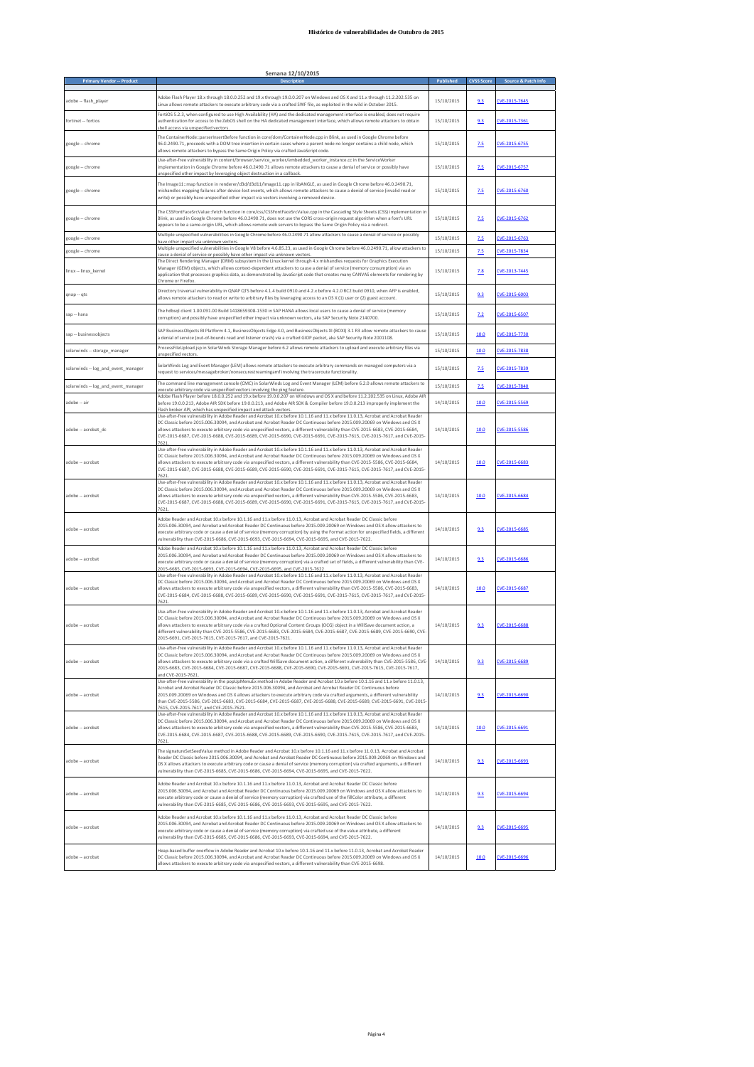# Histórico de vulnerabilidades de Outubro de 2015

## Semana 12/10/2015

| Primary Vendor -- Product | Description | Published | CVSS Score | Source & Patch Info |
|---|---|---|---|---|
| adobe -- flash_player | Adobe Flash Player 18.x through 18.0.0.252 and 19.x through 19.0.0.207 on Windows and OS X and 11.x through 11.2.202.535 on Linux allows remote attackers to execute arbitrary code via a crafted SWF file, as exploited in the wild in October 2015. | 15/10/2015 | 9.3 | CVE-2015-7645 |
| fortinet -- fortios | FortiOS 5.2.3, when configured to use High Availability (HA) and the dedicated management interface is enabled, does not require authentication for access to the ZebOS shell on the HA dedicated management interface, which allows remote attackers to obtain shell access via unspecified vectors. | 15/10/2015 | 9.3 | CVE-2015-7361 |
| google -- chrome | The ContainerNode::parserInsertBefore function in core/dom/ContainerNode.cpp in Blink, as used in Google Chrome before 46.0.2490.71, proceeds with a DOM tree insertion in certain cases where a parent node no longer contains a child node, which allows remote attackers to bypass the Same Origin Policy via crafted JavaScript code. | 15/10/2015 | 7.5 | CVE-2015-6755 |
| google -- chrome | Use-after-free vulnerability in content/browser/service_worker/embedded_worker_instance.cc in the ServiceWorker implementation in Google Chrome before 46.0.2490.71 allows remote attackers to cause a denial of service or possibly have unspecified other impact by leveraging object destruction in a callback. | 15/10/2015 | 7.5 | CVE-2015-6757 |
| google -- chrome | The Image11::map function in renderer/d3d/d3d11/Image11.cpp in libANGLE, as used in Google Chrome before 46.0.2490.71, mishandles mapping failures after device-lost events, which allows remote attackers to cause a denial of service (invalid read or write) or possibly have unspecified other impact via vectors involving a removed device. | 15/10/2015 | 7.5 | CVE-2015-6760 |
| google -- chrome | The CSSFontFaceSrcValue::fetch function in core/css/CSSFontFaceSrcValue.cpp in the Cascading Style Sheets (CSS) implementation in Blink, as used in Google Chrome before 46.0.2490.71, does not use the CORS cross-origin request algorithm when a font's URL appears to be a same-origin URL, which allows remote web servers to bypass the Same Origin Policy via a redirect. | 15/10/2015 | 7.5 | CVE-2015-6762 |
| google -- chrome | Multiple unspecified vulnerabilities in Google Chrome before 46.0.2490.71 allow attackers to cause a denial of service or possibly have other impact via unknown vectors. | 15/10/2015 | 7.5 | CVE-2015-6763 |
| google -- chrome | Multiple unspecified vulnerabilities in Google V8 before 4.6.85.23, as used in Google Chrome before 46.0.2490.71, allow attackers to cause a denial of service or possibly have other impact via unknown vectors. | 15/10/2015 | 7.5 | CVE-2015-7834 |
| linux -- linux_kernel | The Direct Rendering Manager (DRM) subsystem in the Linux kernel through 4.x mishandles requests for Graphics Execution Manager (GEM) objects, which allows context-dependent attackers to cause a denial of service (memory consumption) via an application that processes graphics data, as demonstrated by JavaScript code that creates many CANVAS elements for rendering by Chrome or Firefox. | 15/10/2015 | 7.8 | CVE-2013-7445 |
| qnap -- qts | Directory traversal vulnerability in QNAP QTS before 4.1.4 build 0910 and 4.2.x before 4.2.0 RC2 build 0910, when AFP is enabled, allows remote attackers to read or write to arbitrary files by leveraging access to an OS X (1) user or (2) guest account. | 15/10/2015 | 9.3 | CVE-2015-6003 |
| sap -- hana | The hdbsql client 1.00.091.00 Build 1418659308-1530 in SAP HANA allows local users to cause a denial of service (memory corruption) and possibly have unspecified other impact via unknown vectors, aka SAP Security Note 2140700. | 15/10/2015 | 7.2 | CVE-2015-6507 |
| sap -- businessobjects | SAP BusinessObjects BI Platform 4.1, BusinessObjects Edge 4.0, and BusinessObjects XI (BOXI) 3.1 R3 allow remote attackers to cause a denial of service (out-of-bounds read and listener crash) via a crafted GIOP packet, aka SAP Security Note 2001108. | 15/10/2015 | 10.0 | CVE-2015-7730 |
| solarwinds -- storage_manager | ProcessFileUpload.jsp in SolarWinds Storage Manager before 6.2 allows remote attackers to upload and execute arbitrary files via unspecified vectors. | 15/10/2015 | 10.0 | CVE-2015-7838 |
| solarwinds -- log_and_event_manager | SolarWinds Log and Event Manager (LEM) allows remote attackers to execute arbitrary commands on managed computers via a request to services/messagebroker/nonsecurestreamingamf involving the traceroute functionality. | 15/10/2015 | 7.5 | CVE-2015-7839 |
| solarwinds -- log_and_event_manager | The command line management console (CMC) in SolarWinds Log and Event Manager (LEM) before 6.2.0 allows remote attackers to execute arbitrary code via unspecified vectors involving the ping feature. | 15/10/2015 | 7.5 | CVE-2015-7840 |
| adobe -- air | Adobe Flash Player before 18.0.0.252 and 19.x before 19.0.0.207 on Windows and OS X and before 11.2.202.535 on Linux, Adobe AIR before 19.0.0.213, Adobe AIR SDK before 19.0.0.213, and Adobe AIR SDK & Compiler before 19.0.0.213 improperly implement the Flash broker API, which has unspecified impact and attack vectors. | 14/10/2015 | 10.0 | CVE-2015-5569 |
| adobe -- acrobat_dc | Use-after-free vulnerability in Adobe Reader and Acrobat 10.x before 10.1.16 and 11.x before 11.0.13, Acrobat and Acrobat Reader DC Classic before 2015.006.30094, and Acrobat and Acrobat Reader DC Continuous before 2015.009.20069 on Windows and OS X allows attackers to execute arbitrary code via unspecified vectors, a different vulnerability than CVE-2015-6683, CVE-2015-6684, CVE-2015-6687, CVE-2015-6688, CVE-2015-6689, CVE-2015-6690, CVE-2015-6691, CVE-2015-7615, CVE-2015-7617, and CVE-2015-7621. | 14/10/2015 | 10.0 | CVE-2015-5586 |
| adobe -- acrobat | Use-after-free vulnerability in Adobe Reader and Acrobat 10.x before 10.1.16 and 11.x before 11.0.13, Acrobat and Acrobat Reader DC Classic before 2015.006.30094, and Acrobat and Acrobat Reader DC Continuous before 2015.009.20069 on Windows and OS X allows attackers to execute arbitrary code via unspecified vectors, a different vulnerability than CVE-2015-5586, CVE-2015-6684, CVE-2015-6687, CVE-2015-6688, CVE-2015-6689, CVE-2015-6690, CVE-2015-6691, CVE-2015-7615, CVE-2015-7617, and CVE-2015-7621. | 14/10/2015 | 10.0 | CVE-2015-6683 |
| adobe -- acrobat | Use-after-free vulnerability in Adobe Reader and Acrobat 10.x before 10.1.16 and 11.x before 11.0.13, Acrobat and Acrobat Reader DC Classic before 2015.006.30094, and Acrobat and Acrobat Reader DC Continuous before 2015.009.20069 on Windows and OS X allows attackers to execute arbitrary code via unspecified vectors, a different vulnerability than CVE-2015-5586, CVE-2015-6683, CVE-2015-6687, CVE-2015-6688, CVE-2015-6689, CVE-2015-6690, CVE-2015-6691, CVE-2015-7615, CVE-2015-7617, and CVE-2015-7621. | 14/10/2015 | 10.0 | CVE-2015-6684 |
| adobe -- acrobat | Adobe Reader and Acrobat 10.x before 10.1.16 and 11.x before 11.0.13, Acrobat and Acrobat Reader DC Classic before 2015.006.30094, and Acrobat and Acrobat Reader DC Continuous before 2015.009.20069 on Windows and OS X allow attackers to execute arbitrary code or cause a denial of service (memory corruption) by using the Format action for unspecified fields, a different vulnerability than CVE-2015-6686, CVE-2015-6693, CVE-2015-6694, CVE-2015-6695, and CVE-2015-7622. | 14/10/2015 | 9.3 | CVE-2015-6685 |
| adobe -- acrobat | Adobe Reader and Acrobat 10.x before 10.1.16 and 11.x before 11.0.13, Acrobat and Acrobat Reader DC Classic before 2015.006.30094, and Acrobat and Acrobat Reader DC Continuous before 2015.009.20069 on Windows and OS X allow attackers to execute arbitrary code or cause a denial of service (memory corruption) via a crafted set of fields, a different vulnerability than CVE-2015-6685, CVE-2015-6693, CVE-2015-6694, CVE-2015-6695, and CVE-2015-7622. | 14/10/2015 | 9.3 | CVE-2015-6686 |
| adobe -- acrobat | Use-after-free vulnerability in Adobe Reader and Acrobat 10.x before 10.1.16 and 11.x before 11.0.13, Acrobat and Acrobat Reader DC Classic before 2015.006.30094, and Acrobat and Acrobat Reader DC Continuous before 2015.009.20069 on Windows and OS X allows attackers to execute arbitrary code via unspecified vectors, a different vulnerability than CVE-2015-5586, CVE-2015-6683, CVE-2015-6684, CVE-2015-6688, CVE-2015-6689, CVE-2015-6690, CVE-2015-6691, CVE-2015-7615, CVE-2015-7617, and CVE-2015-7621. | 14/10/2015 | 10.0 | CVE-2015-6687 |
| adobe -- acrobat | Use-after-free vulnerability in Adobe Reader and Acrobat 10.x before 10.1.16 and 11.x before 11.0.13, Acrobat and Acrobat Reader DC Classic before 2015.006.30094, and Acrobat and Acrobat Reader DC Continuous before 2015.009.20069 on Windows and OS X allows attackers to execute arbitrary code via a crafted Optional Content Groups (OCG) object in a WillSave document action, a different vulnerability than CVE-2015-5586, CVE-2015-6683, CVE-2015-6684, CVE-2015-6687, CVE-2015-6689, CVE-2015-6690, CVE-2015-6691, CVE-2015-7615, CVE-2015-7617, and CVE-2015-7621. | 14/10/2015 | 9.3 | CVE-2015-6688 |
| adobe -- acrobat | Use-after-free vulnerability in Adobe Reader and Acrobat 10.x before 10.1.16 and 11.x before 11.0.13, Acrobat and Acrobat Reader DC Classic before 2015.006.30094, and Acrobat and Acrobat Reader DC Continuous before 2015.009.20069 on Windows and OS X allows attackers to execute arbitrary code via a crafted WillSave document action, a different vulnerability than CVE-2015-5586, CVE-2015-6683, CVE-2015-6684, CVE-2015-6687, CVE-2015-6688, CVE-2015-6690, CVE-2015-6691, CVE-2015-7615, CVE-2015-7617, and CVE-2015-7621. | 14/10/2015 | 9.3 | CVE-2015-6689 |
| adobe -- acrobat | Use-after-free vulnerability in the popUpMenuEx method in Adobe Reader and Acrobat 10.x before 10.1.16 and 11.x before 11.0.13, Acrobat and Acrobat Reader DC Classic before 2015.006.30094, and Acrobat and Acrobat Reader DC Continuous before 2015.009.20069 on Windows and OS X allows attackers to execute arbitrary code via crafted arguments, a different vulnerability than CVE-2015-5586, CVE-2015-6683, CVE-2015-6684, CVE-2015-6687, CVE-2015-6688, CVE-2015-6689, CVE-2015-6691, CVE-2015-7615, CVE-2015-7617, and CVE-2015-7621. | 14/10/2015 | 9.3 | CVE-2015-6690 |
| adobe -- acrobat | Use-after-free vulnerability in Adobe Reader and Acrobat 10.x before 10.1.16 and 11.x before 11.0.13, Acrobat and Acrobat Reader DC Classic before 2015.006.30094, and Acrobat and Acrobat Reader DC Continuous before 2015.009.20069 on Windows and OS X allows attackers to execute arbitrary code via unspecified vectors, a different vulnerability than CVE-2015-5586, CVE-2015-6683, CVE-2015-6684, CVE-2015-6687, CVE-2015-6688, CVE-2015-6689, CVE-2015-6690, CVE-2015-7615, CVE-2015-7617, and CVE-2015-7621. | 14/10/2015 | 10.0 | CVE-2015-6691 |
| adobe -- acrobat | The signatureSetSeedValue method in Adobe Reader and Acrobat 10.x before 10.1.16 and 11.x before 11.0.13, Acrobat and Acrobat Reader DC Classic before 2015.006.30094, and Acrobat and Acrobat Reader DC Continuous before 2015.009.20069 on Windows and OS X allows attackers to execute arbitrary code or cause a denial of service (memory corruption) via crafted arguments, a different vulnerability than CVE-2015-6685, CVE-2015-6686, CVE-2015-6694, CVE-2015-6695, and CVE-2015-7622. | 14/10/2015 | 9.3 | CVE-2015-6693 |
| adobe -- acrobat | Adobe Reader and Acrobat 10.x before 10.1.16 and 11.x before 11.0.13, Acrobat and Acrobat Reader DC Classic before 2015.006.30094, and Acrobat and Acrobat Reader DC Continuous before 2015.009.20069 on Windows and OS X allow attackers to execute arbitrary code or cause a denial of service (memory corruption) via crafted use of the fillColor attribute, a different vulnerability than CVE-2015-6685, CVE-2015-6686, CVE-2015-6693, CVE-2015-6695, and CVE-2015-7622. | 14/10/2015 | 9.3 | CVE-2015-6694 |
| adobe -- acrobat | Adobe Reader and Acrobat 10.x before 10.1.16 and 11.x before 11.0.13, Acrobat and Acrobat Reader DC Classic before 2015.006.30094, and Acrobat and Acrobat Reader DC Continuous before 2015.009.20069 on Windows and OS X allow attackers to execute arbitrary code or cause a denial of service (memory corruption) via crafted use of the value attribute, a different vulnerability than CVE-2015-6685, CVE-2015-6686, CVE-2015-6693, CVE-2015-6694, and CVE-2015-7622. | 14/10/2015 | 9.3 | CVE-2015-6695 |
| adobe -- acrobat | Heap-based buffer overflow in Adobe Reader and Acrobat 10.x before 10.1.16 and 11.x before 11.0.13, Acrobat and Acrobat Reader DC Classic before 2015.006.30094, and Acrobat and Acrobat Reader DC Continuous before 2015.009.20069 on Windows and OS X allows attackers to execute arbitrary code via unspecified vectors, a different vulnerability than CVE-2015-6698. | 14/10/2015 | 10.0 | CVE-2015-6696 |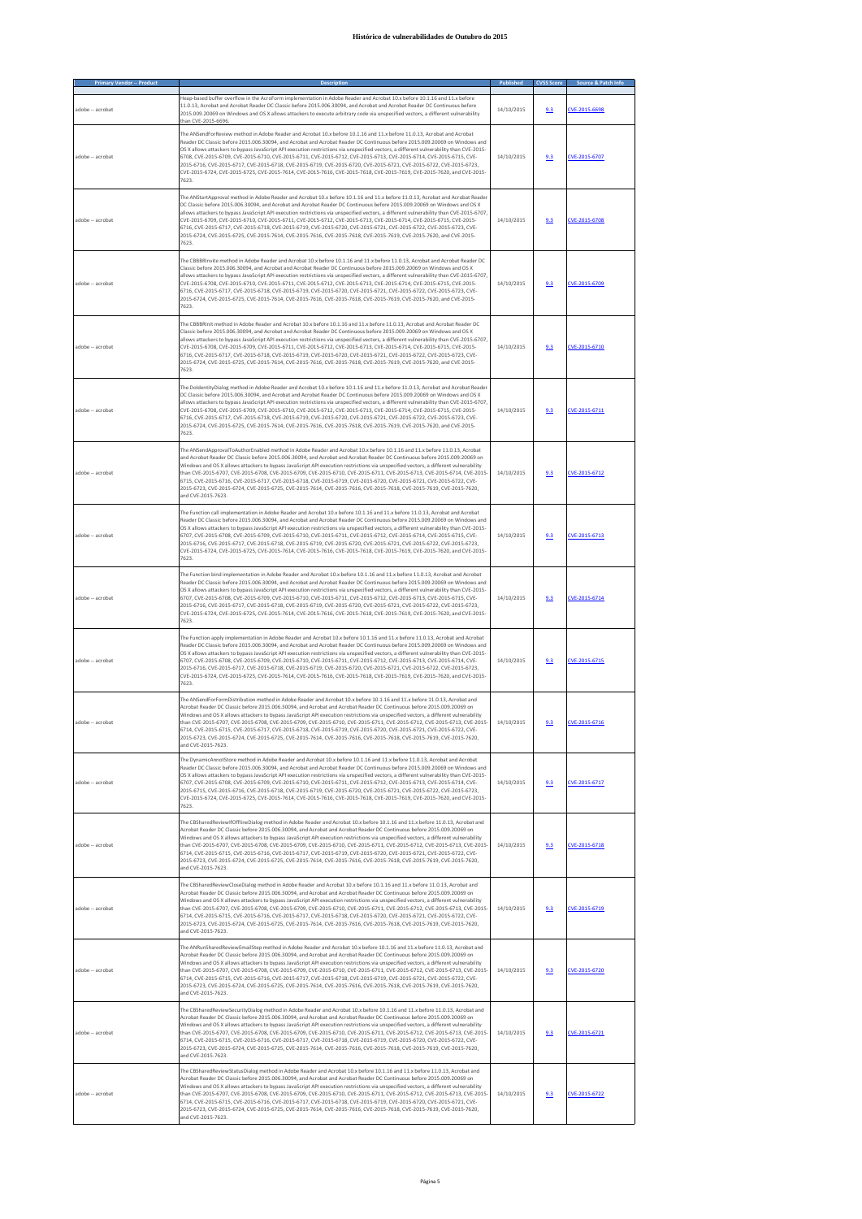# Histórico de vulnerabilidades de Outubro do 2015

| Primary Vendor -- Product | Description | Published | CVSS Score | Source & Patch Info |
|---|---|---|---|---|
| adobe -- acrobat | Heap-based buffer overflow in the AcroForm implementation in Adobe Reader and Acrobat 10.x before 10.1.16 and 11.x before 11.0.13, Acrobat and Acrobat Reader DC Classic before 2015.006.30094, and Acrobat and Acrobat Reader DC Continuous before 2015.009.20069 on Windows and OS X allows attackers to execute arbitrary code via unspecified vectors, a different vulnerability than CVE-2015-6696. | 14/10/2015 | 9.3 | CVE-2015-6698 |
| adobe -- acrobat | The ANSendForReview method in Adobe Reader and Acrobat 10.x before 10.1.16 and 11.x before 11.0.13, Acrobat and Acrobat Reader DC Classic before 2015.006.30094, and Acrobat and Acrobat Reader DC Continuous before 2015.009.20069 on Windows and OS X allows attackers to bypass JavaScript API execution restrictions via unspecified vectors, a different vulnerability than CVE-2015-6708, CVE-2015-6709, CVE-2015-6710, CVE-2015-6711, CVE-2015-6712, CVE-2015-6713, CVE-2015-6714, CVE-2015-6715, CVE-2015-6716, CVE-2015-6717, CVE-2015-6718, CVE-2015-6719, CVE-2015-6720, CVE-2015-6721, CVE-2015-6722, CVE-2015-6723, CVE-2015-6724, CVE-2015-6725, CVE-2015-7614, CVE-2015-7616, CVE-2015-7618, CVE-2015-7619, CVE-2015-7620, and CVE-2015-7623. | 14/10/2015 | 9.3 | CVE-2015-6707 |
| adobe -- acrobat | The ANStartApproval method in Adobe Reader and Acrobat 10.x before 10.1.16 and 11.x before 11.0.13, Acrobat and Acrobat Reader DC Classic before 2015.006.30094, and Acrobat and Acrobat Reader DC Continuous before 2015.009.20069 on Windows and OS X allows attackers to bypass JavaScript API execution restrictions via unspecified vectors, a different vulnerability than CVE-2015-6707, CVE-2015-6709, CVE-2015-6710, CVE-2015-6711, CVE-2015-6712, CVE-2015-6713, CVE-2015-6714, CVE-2015-6715, CVE-2015-6716, CVE-2015-6717, CVE-2015-6718, CVE-2015-6719, CVE-2015-6720, CVE-2015-6721, CVE-2015-6722, CVE-2015-6723, CVE-2015-6724, CVE-2015-6725, CVE-2015-7614, CVE-2015-7616, CVE-2015-7618, CVE-2015-7619, CVE-2015-7620, and CVE-2015-7623. | 14/10/2015 | 9.3 | CVE-2015-6708 |
| adobe -- acrobat | The CBBBRInvite method in Adobe Reader and Acrobat 10.x before 10.1.16 and 11.x before 11.0.13, Acrobat and Acrobat Reader DC Classic before 2015.006.30094, and Acrobat and Acrobat Reader DC Continuous before 2015.009.20069 on Windows and OS X allows attackers to bypass JavaScript API execution restrictions via unspecified vectors, a different vulnerability than CVE-2015-6707, CVE-2015-6708, CVE-2015-6710, CVE-2015-6711, CVE-2015-6712, CVE-2015-6713, CVE-2015-6714, CVE-2015-6715, CVE-2015-6716, CVE-2015-6717, CVE-2015-6718, CVE-2015-6719, CVE-2015-6720, CVE-2015-6721, CVE-2015-6722, CVE-2015-6723, CVE-2015-6724, CVE-2015-6725, CVE-2015-7614, CVE-2015-7616, CVE-2015-7618, CVE-2015-7619, CVE-2015-7620, and CVE-2015-7623. | 14/10/2015 | 9.3 | CVE-2015-6709 |
| adobe -- acrobat | The CBBBRInit method in Adobe Reader and Acrobat 10.x before 10.1.16 and 11.x before 11.0.13, Acrobat and Acrobat Reader DC Classic before 2015.006.30094, and Acrobat and Acrobat Reader DC Continuous before 2015.009.20069 on Windows and OS X allows attackers to bypass JavaScript API execution restrictions via unspecified vectors, a different vulnerability than CVE-2015-6707, CVE-2015-6708, CVE-2015-6709, CVE-2015-6711, CVE-2015-6712, CVE-2015-6713, CVE-2015-6714, CVE-2015-6715, CVE-2015-6716, CVE-2015-6717, CVE-2015-6718, CVE-2015-6719, CVE-2015-6720, CVE-2015-6721, CVE-2015-6722, CVE-2015-6723, CVE-2015-6724, CVE-2015-6725, CVE-2015-7614, CVE-2015-7616, CVE-2015-7618, CVE-2015-7619, CVE-2015-7620, and CVE-2015-7623. | 14/10/2015 | 9.3 | CVE-2015-6710 |
| adobe -- acrobat | The DoIdentityDialog method in Adobe Reader and Acrobat 10.x before 10.1.16 and 11.x before 11.0.13, Acrobat and Acrobat Reader DC Classic before 2015.006.30094, and Acrobat and Acrobat Reader DC Continuous before 2015.009.20069 on Windows and OS X allows attackers to bypass JavaScript API execution restrictions via unspecified vectors, a different vulnerability than CVE-2015-6707, CVE-2015-6708, CVE-2015-6709, CVE-2015-6710, CVE-2015-6712, CVE-2015-6713, CVE-2015-6714, CVE-2015-6715, CVE-2015-6716, CVE-2015-6717, CVE-2015-6718, CVE-2015-6719, CVE-2015-6720, CVE-2015-6721, CVE-2015-6722, CVE-2015-6723, CVE-2015-6724, CVE-2015-6725, CVE-2015-7614, CVE-2015-7616, CVE-2015-7618, CVE-2015-7619, CVE-2015-7620, and CVE-2015-7623. | 14/10/2015 | 9.3 | CVE-2015-6711 |
| adobe -- acrobat | The ANSendApprovalToAuthorEnabled method in Adobe Reader and Acrobat 10.x before 10.1.16 and 11.x before 11.0.13, Acrobat and Acrobat Reader DC Classic before 2015.006.30094, and Acrobat and Acrobat Reader DC Continuous before 2015.009.20069 on Windows and OS X allows attackers to bypass JavaScript API execution restrictions via unspecified vectors, a different vulnerability than CVE-2015-6707, CVE-2015-6708, CVE-2015-6709, CVE-2015-6710, CVE-2015-6711, CVE-2015-6713, CVE-2015-6714, CVE-2015-6715, CVE-2015-6716, CVE-2015-6717, CVE-2015-6718, CVE-2015-6719, CVE-2015-6720, CVE-2015-6721, CVE-2015-6722, CVE-2015-6723, CVE-2015-6724, CVE-2015-6725, CVE-2015-7614, CVE-2015-7616, CVE-2015-7618, CVE-2015-7619, CVE-2015-7620, and CVE-2015-7623. | 14/10/2015 | 9.3 | CVE-2015-6712 |
| adobe -- acrobat | The Function call implementation in Adobe Reader and Acrobat 10.x before 10.1.16 and 11.x before 11.0.13, Acrobat and Acrobat Reader DC Classic before 2015.006.30094, and Acrobat and Acrobat Reader DC Continuous before 2015.009.20069 on Windows and OS X allows attackers to bypass JavaScript API execution restrictions via unspecified vectors, a different vulnerability than CVE-2015-6707, CVE-2015-6708, CVE-2015-6709, CVE-2015-6710, CVE-2015-6711, CVE-2015-6712, CVE-2015-6714, CVE-2015-6715, CVE-2015-6716, CVE-2015-6717, CVE-2015-6718, CVE-2015-6719, CVE-2015-6720, CVE-2015-6721, CVE-2015-6722, CVE-2015-6723, CVE-2015-6724, CVE-2015-6725, CVE-2015-7614, CVE-2015-7616, CVE-2015-7618, CVE-2015-7619, CVE-2015-7620, and CVE-2015-7623. | 14/10/2015 | 9.3 | CVE-2015-6713 |
| adobe -- acrobat | The Function bind implementation in Adobe Reader and Acrobat 10.x before 10.1.16 and 11.x before 11.0.13, Acrobat and Acrobat Reader DC Classic before 2015.006.30094, and Acrobat and Acrobat Reader DC Continuous before 2015.009.20069 on Windows and OS X allows attackers to bypass JavaScript API execution restrictions via unspecified vectors, a different vulnerability than CVE-2015-6707, CVE-2015-6708, CVE-2015-6709, CVE-2015-6710, CVE-2015-6711, CVE-2015-6712, CVE-2015-6713, CVE-2015-6715, CVE-2015-6716, CVE-2015-6717, CVE-2015-6718, CVE-2015-6719, CVE-2015-6720, CVE-2015-6721, CVE-2015-6722, CVE-2015-6723, CVE-2015-6724, CVE-2015-6725, CVE-2015-7614, CVE-2015-7616, CVE-2015-7618, CVE-2015-7619, CVE-2015-7620, and CVE-2015-7623. | 14/10/2015 | 9.3 | CVE-2015-6714 |
| adobe -- acrobat | The Function apply implementation in Adobe Reader and Acrobat 10.x before 10.1.16 and 11.x before 11.0.13, Acrobat and Acrobat Reader DC Classic before 2015.006.30094, and Acrobat and Acrobat Reader DC Continuous before 2015.009.20069 on Windows and OS X allows attackers to bypass JavaScript API execution restrictions via unspecified vectors, a different vulnerability than CVE-2015-6707, CVE-2015-6708, CVE-2015-6709, CVE-2015-6710, CVE-2015-6711, CVE-2015-6712, CVE-2015-6713, CVE-2015-6714, CVE-2015-6716, CVE-2015-6717, CVE-2015-6718, CVE-2015-6719, CVE-2015-6720, CVE-2015-6721, CVE-2015-6722, CVE-2015-6723, CVE-2015-6724, CVE-2015-6725, CVE-2015-7614, CVE-2015-7616, CVE-2015-7618, CVE-2015-7619, CVE-2015-7620, and CVE-2015-7623. | 14/10/2015 | 9.3 | CVE-2015-6715 |
| adobe -- acrobat | The ANSendForFormDistribution method in Adobe Reader and Acrobat 10.x before 10.1.16 and 11.x before 11.0.13, Acrobat and Acrobat Reader DC Classic before 2015.006.30094, and Acrobat and Acrobat Reader DC Continuous before 2015.009.20069 on Windows and OS X allows attackers to bypass JavaScript API execution restrictions via unspecified vectors, a different vulnerability than CVE-2015-6707, CVE-2015-6708, CVE-2015-6709, CVE-2015-6710, CVE-2015-6711, CVE-2015-6712, CVE-2015-6713, CVE-2015-6714, CVE-2015-6715, CVE-2015-6717, CVE-2015-6718, CVE-2015-6719, CVE-2015-6720, CVE-2015-6721, CVE-2015-6722, CVE-2015-6723, CVE-2015-6724, CVE-2015-6725, CVE-2015-7614, CVE-2015-7616, CVE-2015-7618, CVE-2015-7619, CVE-2015-7620, and CVE-2015-7623. | 14/10/2015 | 9.3 | CVE-2015-6716 |
| adobe -- acrobat | The DynamicAnnotStore method in Adobe Reader and Acrobat 10.x before 10.1.16 and 11.x before 11.0.13, Acrobat and Acrobat Reader DC Classic before 2015.006.30094, and Acrobat and Acrobat Reader DC Continuous before 2015.009.20069 on Windows and OS X allows attackers to bypass JavaScript API execution restrictions via unspecified vectors, a different vulnerability than CVE-2015-6707, CVE-2015-6708, CVE-2015-6709, CVE-2015-6710, CVE-2015-6711, CVE-2015-6712, CVE-2015-6713, CVE-2015-6714, CVE-2015-6715, CVE-2015-6716, CVE-2015-6718, CVE-2015-6719, CVE-2015-6720, CVE-2015-6721, CVE-2015-6722, CVE-2015-6723, CVE-2015-6724, CVE-2015-6725, CVE-2015-7614, CVE-2015-7616, CVE-2015-7618, CVE-2015-7619, CVE-2015-7620, and CVE-2015-7623. | 14/10/2015 | 9.3 | CVE-2015-6717 |
| adobe -- acrobat | The CBSharedReviewIfOfflineDialog method in Adobe Reader and Acrobat 10.x before 10.1.16 and 11.x before 11.0.13, Acrobat and Acrobat Reader DC Classic before 2015.006.30094, and Acrobat and Acrobat Reader DC Continuous before 2015.009.20069 on Windows and OS X allows attackers to bypass JavaScript API execution restrictions via unspecified vectors, a different vulnerability than CVE-2015-6707, CVE-2015-6708, CVE-2015-6709, CVE-2015-6710, CVE-2015-6711, CVE-2015-6712, CVE-2015-6713, CVE-2015-6714, CVE-2015-6715, CVE-2015-6716, CVE-2015-6717, CVE-2015-6719, CVE-2015-6720, CVE-2015-6721, CVE-2015-6722, CVE-2015-6723, CVE-2015-6724, CVE-2015-6725, CVE-2015-7614, CVE-2015-7616, CVE-2015-7618, CVE-2015-7619, CVE-2015-7620, and CVE-2015-7623. | 14/10/2015 | 9.3 | CVE-2015-6718 |
| adobe -- acrobat | The CBSharedReviewCloseDialog method in Adobe Reader and Acrobat 10.x before 10.1.16 and 11.x before 11.0.13, Acrobat and Acrobat Reader DC Classic before 2015.006.30094, and Acrobat and Acrobat Reader DC Continuous before 2015.009.20069 on Windows and OS X allows attackers to bypass JavaScript API execution restrictions via unspecified vectors, a different vulnerability than CVE-2015-6707, CVE-2015-6708, CVE-2015-6709, CVE-2015-6710, CVE-2015-6711, CVE-2015-6712, CVE-2015-6713, CVE-2015-6714, CVE-2015-6715, CVE-2015-6716, CVE-2015-6717, CVE-2015-6718, CVE-2015-6720, CVE-2015-6721, CVE-2015-6722, CVE-2015-6723, CVE-2015-6724, CVE-2015-6725, CVE-2015-7614, CVE-2015-7616, CVE-2015-7618, CVE-2015-7619, CVE-2015-7620, and CVE-2015-7623. | 14/10/2015 | 9.3 | CVE-2015-6719 |
| adobe -- acrobat | The ANRunSharedReviewEmailStep method in Adobe Reader and Acrobat 10.x before 10.1.16 and 11.x before 11.0.13, Acrobat and Acrobat Reader DC Classic before 2015.006.30094, and Acrobat and Acrobat Reader DC Continuous before 2015.009.20069 on Windows and OS X allows attackers to bypass JavaScript API execution restrictions via unspecified vectors, a different vulnerability than CVE-2015-6707, CVE-2015-6708, CVE-2015-6709, CVE-2015-6710, CVE-2015-6711, CVE-2015-6712, CVE-2015-6713, CVE-2015-6714, CVE-2015-6715, CVE-2015-6716, CVE-2015-6717, CVE-2015-6718, CVE-2015-6719, CVE-2015-6721, CVE-2015-6722, CVE-2015-6723, CVE-2015-6724, CVE-2015-6725, CVE-2015-7614, CVE-2015-7616, CVE-2015-7618, CVE-2015-7619, CVE-2015-7620, and CVE-2015-7623. | 14/10/2015 | 9.3 | CVE-2015-6720 |
| adobe -- acrobat | The CBSharedReviewSecurityDialog method in Adobe Reader and Acrobat 10.x before 10.1.16 and 11.x before 11.0.13, Acrobat and Acrobat Reader DC Classic before 2015.006.30094, and Acrobat and Acrobat Reader DC Continuous before 2015.009.20069 on Windows and OS X allows attackers to bypass JavaScript API execution restrictions via unspecified vectors, a different vulnerability than CVE-2015-6707, CVE-2015-6708, CVE-2015-6709, CVE-2015-6710, CVE-2015-6711, CVE-2015-6712, CVE-2015-6713, CVE-2015-6714, CVE-2015-6715, CVE-2015-6716, CVE-2015-6717, CVE-2015-6718, CVE-2015-6719, CVE-2015-6720, CVE-2015-6722, CVE-2015-6723, CVE-2015-6724, CVE-2015-6725, CVE-2015-7614, CVE-2015-7616, CVE-2015-7618, CVE-2015-7619, CVE-2015-7620, and CVE-2015-7623. | 14/10/2015 | 9.3 | CVE-2015-6721 |
| adobe -- acrobat | The CBSharedReviewStatusDialog method in Adobe Reader and Acrobat 10.x before 10.1.16 and 11.x before 11.0.13, Acrobat and Acrobat Reader DC Classic before 2015.006.30094, and Acrobat and Acrobat Reader DC Continuous before 2015.009.20069 on Windows and OS X allows attackers to bypass JavaScript API execution restrictions via unspecified vectors, a different vulnerability than CVE-2015-6707, CVE-2015-6708, CVE-2015-6709, CVE-2015-6710, CVE-2015-6711, CVE-2015-6712, CVE-2015-6713, CVE-2015-6714, CVE-2015-6715, CVE-2015-6716, CVE-2015-6717, CVE-2015-6718, CVE-2015-6719, CVE-2015-6720, CVE-2015-6721, CVE-2015-6723, CVE-2015-6724, CVE-2015-6725, CVE-2015-7614, CVE-2015-7616, CVE-2015-7618, CVE-2015-7619, CVE-2015-7620, and CVE-2015-7623. | 14/10/2015 | 9.3 | CVE-2015-6722 |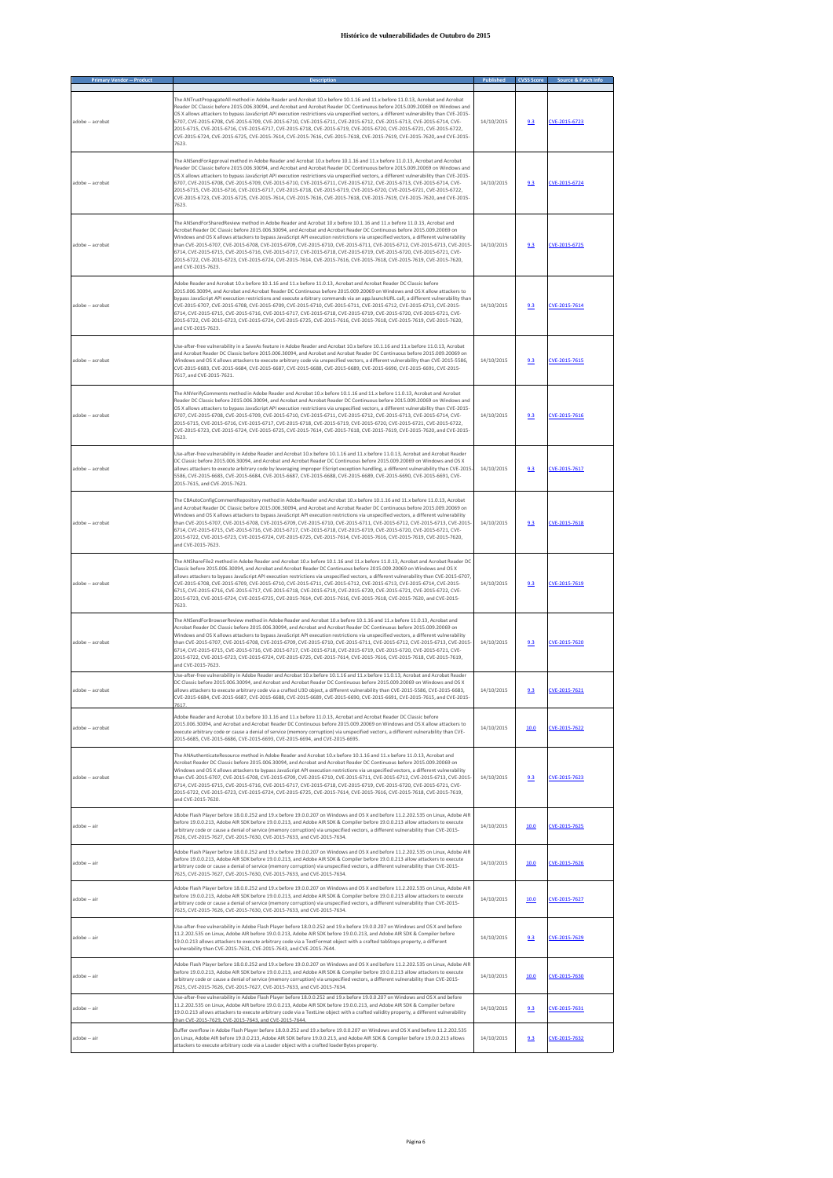# Histórico de vulnerabilidades de Outubro do 2015

| Primary Vendor -- Product | Description | Published | CVSS Score | Source & Patch Info |
|---|---|---|---|---|
| adobe -- acrobat | The ANTrustPropagateAll method in Adobe Reader and Acrobat 10.x before 10.1.16 and 11.x before 11.0.13, Acrobat and Acrobat Reader DC Classic before 2015.006.30094, and Acrobat and Acrobat Reader DC Continuous before 2015.009.20069 on Windows and OS X allows attackers to bypass JavaScript API execution restrictions via unspecified vectors, a different vulnerability than CVE-2015-6707, CVE-2015-6708, CVE-2015-6709, CVE-2015-6710, CVE-2015-6711, CVE-2015-6712, CVE-2015-6713, CVE-2015-6714, CVE-2015-6715, CVE-2015-6716, CVE-2015-6717, CVE-2015-6718, CVE-2015-6719, CVE-2015-6720, CVE-2015-6721, CVE-2015-6722, CVE-2015-6724, CVE-2015-6725, CVE-2015-7614, CVE-2015-7616, CVE-2015-7618, CVE-2015-7619, CVE-2015-7620, and CVE-2015-7623. | 14/10/2015 | 9.3 | CVE-2015-6723 |
| adobe -- acrobat | The ANSendForApproval method in Adobe Reader and Acrobat 10.x before 10.1.16 and 11.x before 11.0.13, Acrobat and Acrobat Reader DC Classic before 2015.006.30094, and Acrobat and Acrobat Reader DC Continuous before 2015.009.20069 on Windows and OS X allows attackers to bypass JavaScript API execution restrictions via unspecified vectors, a different vulnerability than CVE-2015-6707, CVE-2015-6708, CVE-2015-6709, CVE-2015-6710, CVE-2015-6711, CVE-2015-6712, CVE-2015-6713, CVE-2015-6714, CVE-2015-6715, CVE-2015-6716, CVE-2015-6717, CVE-2015-6718, CVE-2015-6719, CVE-2015-6720, CVE-2015-6721, CVE-2015-6722, CVE-2015-6723, CVE-2015-6725, CVE-2015-7614, CVE-2015-7616, CVE-2015-7618, CVE-2015-7619, CVE-2015-7620, and CVE-2015-7623. | 14/10/2015 | 9.3 | CVE-2015-6724 |
| adobe -- acrobat | The ANSendForSharedReview method in Adobe Reader and Acrobat 10.x before 10.1.16 and 11.x before 11.0.13, Acrobat and Acrobat Reader DC Classic before 2015.006.30094, and Acrobat and Acrobat Reader DC Continuous before 2015.009.20069 on Windows and OS X allows attackers to bypass JavaScript API execution restrictions via unspecified vectors, a different vulnerability than CVE-2015-6707, CVE-2015-6708, CVE-2015-6709, CVE-2015-6710, CVE-2015-6711, CVE-2015-6712, CVE-2015-6713, CVE-2015-6714, CVE-2015-6715, CVE-2015-6716, CVE-2015-6717, CVE-2015-6718, CVE-2015-6719, CVE-2015-6720, CVE-2015-6721, CVE-2015-6722, CVE-2015-6723, CVE-2015-6724, CVE-2015-7614, CVE-2015-7616, CVE-2015-7618, CVE-2015-7619, CVE-2015-7620, and CVE-2015-7623. | 14/10/2015 | 9.3 | CVE-2015-6725 |
| adobe -- acrobat | Adobe Reader and Acrobat 10.x before 10.1.16 and 11.x before 11.0.13, Acrobat and Acrobat Reader DC Classic before 2015.006.30094, and Acrobat and Acrobat Reader DC Continuous before 2015.009.20069 on Windows and OS X allow attackers to bypass JavaScript API execution restrictions and execute arbitrary commands via an app.launchURL call, a different vulnerability than CVE-2015-6707, CVE-2015-6708, CVE-2015-6709, CVE-2015-6710, CVE-2015-6711, CVE-2015-6712, CVE-2015-6713, CVE-2015-6714, CVE-2015-6715, CVE-2015-6716, CVE-2015-6717, CVE-2015-6718, CVE-2015-6719, CVE-2015-6720, CVE-2015-6721, CVE-2015-6722, CVE-2015-6723, CVE-2015-6724, CVE-2015-6725, CVE-2015-7616, CVE-2015-7618, CVE-2015-7619, CVE-2015-7620, and CVE-2015-7623. | 14/10/2015 | 9.3 | CVE-2015-7614 |
| adobe -- acrobat | Use-after-free vulnerability in a SaveAs feature in Adobe Reader and Acrobat 10.x before 10.1.16 and 11.x before 11.0.13, Acrobat and Acrobat Reader DC Classic before 2015.006.30094, and Acrobat and Acrobat Reader DC Continuous before 2015.009.20069 on Windows and OS X allows attackers to execute arbitrary code via unspecified vectors, a different vulnerability than CVE-2015-5586, CVE-2015-6683, CVE-2015-6684, CVE-2015-6687, CVE-2015-6688, CVE-2015-6689, CVE-2015-6690, CVE-2015-6691, CVE-2015-7617, and CVE-2015-7621. | 14/10/2015 | 9.3 | CVE-2015-7615 |
| adobe -- acrobat | The ANVerifyComments method in Adobe Reader and Acrobat 10.x before 10.1.16 and 11.x before 11.0.13, Acrobat and Acrobat Reader DC Classic before 2015.006.30094, and Acrobat and Acrobat Reader DC Continuous before 2015.009.20069 on Windows and OS X allows attackers to bypass JavaScript API execution restrictions via unspecified vectors, a different vulnerability than CVE-2015-6707, CVE-2015-6708, CVE-2015-6709, CVE-2015-6710, CVE-2015-6711, CVE-2015-6712, CVE-2015-6713, CVE-2015-6714, CVE-2015-6715, CVE-2015-6716, CVE-2015-6717, CVE-2015-6718, CVE-2015-6719, CVE-2015-6720, CVE-2015-6721, CVE-2015-6722, CVE-2015-6723, CVE-2015-6724, CVE-2015-6725, CVE-2015-7614, CVE-2015-7618, CVE-2015-7619, CVE-2015-7620, and CVE-2015-7623. | 14/10/2015 | 9.3 | CVE-2015-7616 |
| adobe -- acrobat | Use-after-free vulnerability in Adobe Reader and Acrobat 10.x before 10.1.16 and 11.x before 11.0.13, Acrobat and Acrobat Reader DC Classic before 2015.006.30094, and Acrobat and Acrobat Reader DC Continuous before 2015.009.20069 on Windows and OS X allows attackers to execute arbitrary code by leveraging improper EScript exception handling, a different vulnerability than CVE-2015-5586, CVE-2015-6683, CVE-2015-6684, CVE-2015-6687, CVE-2015-6688, CVE-2015-6689, CVE-2015-6690, CVE-2015-6691, CVE-2015-7615, and CVE-2015-7621. | 14/10/2015 | 9.3 | CVE-2015-7617 |
| adobe -- acrobat | The CBAutoConfigCommentRepository method in Adobe Reader and Acrobat 10.x before 10.1.16 and 11.x before 11.0.13, Acrobat and Acrobat Reader DC Classic before 2015.006.30094, and Acrobat and Acrobat Reader DC Continuous before 2015.009.20069 on Windows and OS X allows attackers to bypass JavaScript API execution restrictions via unspecified vectors, a different vulnerability than CVE-2015-6707, CVE-2015-6708, CVE-2015-6709, CVE-2015-6710, CVE-2015-6711, CVE-2015-6712, CVE-2015-6713, CVE-2015-6714, CVE-2015-6715, CVE-2015-6716, CVE-2015-6717, CVE-2015-6718, CVE-2015-6719, CVE-2015-6720, CVE-2015-6721, CVE-2015-6722, CVE-2015-6723, CVE-2015-6724, CVE-2015-6725, CVE-2015-7614, CVE-2015-7616, CVE-2015-7619, CVE-2015-7620, and CVE-2015-7623. | 14/10/2015 | 9.3 | CVE-2015-7618 |
| adobe -- acrobat | The ANShareFile2 method in Adobe Reader and Acrobat 10.x before 10.1.16 and 11.x before 11.0.13, Acrobat and Acrobat Reader DC Classic before 2015.006.30094, and Acrobat and Acrobat Reader DC Continuous before 2015.009.20069 on Windows and OS X allows attackers to bypass JavaScript API execution restrictions via unspecified vectors, a different vulnerability than CVE-2015-6707, CVE-2015-6708, CVE-2015-6709, CVE-2015-6710, CVE-2015-6711, CVE-2015-6712, CVE-2015-6713, CVE-2015-6714, CVE-2015-6715, CVE-2015-6716, CVE-2015-6717, CVE-2015-6718, CVE-2015-6719, CVE-2015-6720, CVE-2015-6721, CVE-2015-6722, CVE-2015-6723, CVE-2015-6724, CVE-2015-6725, CVE-2015-7614, CVE-2015-7616, CVE-2015-7618, CVE-2015-7620, and CVE-2015-7623. | 14/10/2015 | 9.3 | CVE-2015-7619 |
| adobe -- acrobat | The ANSendForBrowserReview method in Adobe Reader and Acrobat 10.x before 10.1.16 and 11.x before 11.0.13, Acrobat and Acrobat Reader DC Classic before 2015.006.30094, and Acrobat and Acrobat Reader DC Continuous before 2015.009.20069 on Windows and OS X allows attackers to bypass JavaScript API execution restrictions via unspecified vectors, a different vulnerability than CVE-2015-6707, CVE-2015-6708, CVE-2015-6709, CVE-2015-6710, CVE-2015-6711, CVE-2015-6712, CVE-2015-6713, CVE-2015-6714, CVE-2015-6715, CVE-2015-6716, CVE-2015-6717, CVE-2015-6718, CVE-2015-6719, CVE-2015-6720, CVE-2015-6721, CVE-2015-6722, CVE-2015-6723, CVE-2015-6724, CVE-2015-6725, CVE-2015-7614, CVE-2015-7616, CVE-2015-7618, CVE-2015-7619, and CVE-2015-7623. | 14/10/2015 | 9.3 | CVE-2015-7620 |
| adobe -- acrobat | Use-after-free vulnerability in Adobe Reader and Acrobat 10.x before 10.1.16 and 11.x before 11.0.13, Acrobat and Acrobat Reader DC Classic before 2015.006.30094, and Acrobat and Acrobat Reader DC Continuous before 2015.009.20069 on Windows and OS X allows attackers to execute arbitrary code via a crafted U3D object, a different vulnerability than CVE-2015-5586, CVE-2015-6683, CVE-2015-6684, CVE-2015-6687, CVE-2015-6688, CVE-2015-6689, CVE-2015-6690, CVE-2015-6691, CVE-2015-7615, and CVE-2015-7617. | 14/10/2015 | 9.3 | CVE-2015-7621 |
| adobe -- acrobat | Adobe Reader and Acrobat 10.x before 10.1.16 and 11.x before 11.0.13, Acrobat and Acrobat Reader DC Classic before 2015.006.30094, and Acrobat and Acrobat Reader DC Continuous before 2015.009.20069 on Windows and OS X allow attackers to execute arbitrary code or cause a denial of service (memory corruption) via unspecified vectors, a different vulnerability than CVE-2015-6685, CVE-2015-6686, CVE-2015-6693, CVE-2015-6694, and CVE-2015-6695. | 14/10/2015 | 10.0 | CVE-2015-7622 |
| adobe -- acrobat | The ANAuthenticateResource method in Adobe Reader and Acrobat 10.x before 10.1.16 and 11.x before 11.0.13, Acrobat and Acrobat Reader DC Classic before 2015.006.30094, and Acrobat and Acrobat Reader DC Continuous before 2015.009.20069 on Windows and OS X allows attackers to bypass JavaScript API execution restrictions via unspecified vectors, a different vulnerability than CVE-2015-6707, CVE-2015-6708, CVE-2015-6709, CVE-2015-6710, CVE-2015-6711, CVE-2015-6712, CVE-2015-6713, CVE-2015-6714, CVE-2015-6715, CVE-2015-6716, CVE-2015-6717, CVE-2015-6718, CVE-2015-6719, CVE-2015-6720, CVE-2015-6721, CVE-2015-6722, CVE-2015-6723, CVE-2015-6724, CVE-2015-6725, CVE-2015-7614, CVE-2015-7616, CVE-2015-7618, CVE-2015-7619, and CVE-2015-7620. | 14/10/2015 | 9.3 | CVE-2015-7623 |
| adobe -- air | Adobe Flash Player before 18.0.0.252 and 19.x before 19.0.0.207 on Windows and OS X and before 11.2.202.535 on Linux, Adobe AIR before 19.0.0.213, Adobe AIR SDK before 19.0.0.213, and Adobe AIR SDK & Compiler before 19.0.0.213 allow attackers to execute arbitrary code or cause a denial of service (memory corruption) via unspecified vectors, a different vulnerability than CVE-2015-7626, CVE-2015-7627, CVE-2015-7630, CVE-2015-7633, and CVE-2015-7634. | 14/10/2015 | 10.0 | CVE-2015-7625 |
| adobe -- air | Adobe Flash Player before 18.0.0.252 and 19.x before 19.0.0.207 on Windows and OS X and before 11.2.202.535 on Linux, Adobe AIR before 19.0.0.213, Adobe AIR SDK before 19.0.0.213, and Adobe AIR SDK & Compiler before 19.0.0.213 allow attackers to execute arbitrary code or cause a denial of service (memory corruption) via unspecified vectors, a different vulnerability than CVE-2015-7625, CVE-2015-7627, CVE-2015-7630, CVE-2015-7633, and CVE-2015-7634. | 14/10/2015 | 10.0 | CVE-2015-7626 |
| adobe -- air | Adobe Flash Player before 18.0.0.252 and 19.x before 19.0.0.207 on Windows and OS X and before 11.2.202.535 on Linux, Adobe AIR before 19.0.0.213, Adobe AIR SDK before 19.0.0.213, and Adobe AIR SDK & Compiler before 19.0.0.213 allow attackers to execute arbitrary code or cause a denial of service (memory corruption) via unspecified vectors, a different vulnerability than CVE-2015-7625, CVE-2015-7626, CVE-2015-7630, CVE-2015-7633, and CVE-2015-7634. | 14/10/2015 | 10.0 | CVE-2015-7627 |
| adobe -- air | Use-after-free vulnerability in Adobe Flash Player before 18.0.0.252 and 19.x before 19.0.0.207 on Windows and OS X and before 11.2.202.535 on Linux, Adobe AIR before 19.0.0.213, Adobe AIR SDK before 19.0.0.213, and Adobe AIR SDK & Compiler before 19.0.0.213 allows attackers to execute arbitrary code via a TextFormat object with a crafted tabStops property, a different vulnerability than CVE-2015-7631, CVE-2015-7643, and CVE-2015-7644. | 14/10/2015 | 9.3 | CVE-2015-7629 |
| adobe -- air | Adobe Flash Player before 18.0.0.252 and 19.x before 19.0.0.207 on Windows and OS X and before 11.2.202.535 on Linux, Adobe AIR before 19.0.0.213, Adobe AIR SDK before 19.0.0.213, and Adobe AIR SDK & Compiler before 19.0.0.213 allow attackers to execute arbitrary code or cause a denial of service (memory corruption) via unspecified vectors, a different vulnerability than CVE-2015-7625, CVE-2015-7626, CVE-2015-7627, CVE-2015-7633, and CVE-2015-7634. | 14/10/2015 | 10.0 | CVE-2015-7630 |
| adobe -- air | Use-after-free vulnerability in Adobe Flash Player before 18.0.0.252 and 19.x before 19.0.0.207 on Windows and OS X and before 11.2.202.535 on Linux, Adobe AIR before 19.0.0.213, Adobe AIR SDK before 19.0.0.213, and Adobe AIR SDK & Compiler before 19.0.0.213 allows attackers to execute arbitrary code via a TextLine object with a crafted validity property, a different vulnerability than CVE-2015-7629, CVE-2015-7643, and CVE-2015-7644. | 14/10/2015 | 9.3 | CVE-2015-7631 |
| adobe -- air | Buffer overflow in Adobe Flash Player before 18.0.0.252 and 19.x before 19.0.0.207 on Windows and OS X and before 11.2.202.535 on Linux, Adobe AIR before 19.0.0.213, Adobe AIR SDK before 19.0.0.213, and Adobe AIR SDK & Compiler before 19.0.0.213 allows attackers to execute arbitrary code via a Loader object with a crafted loaderBytes property. | 14/10/2015 | 9.3 | CVE-2015-7632 |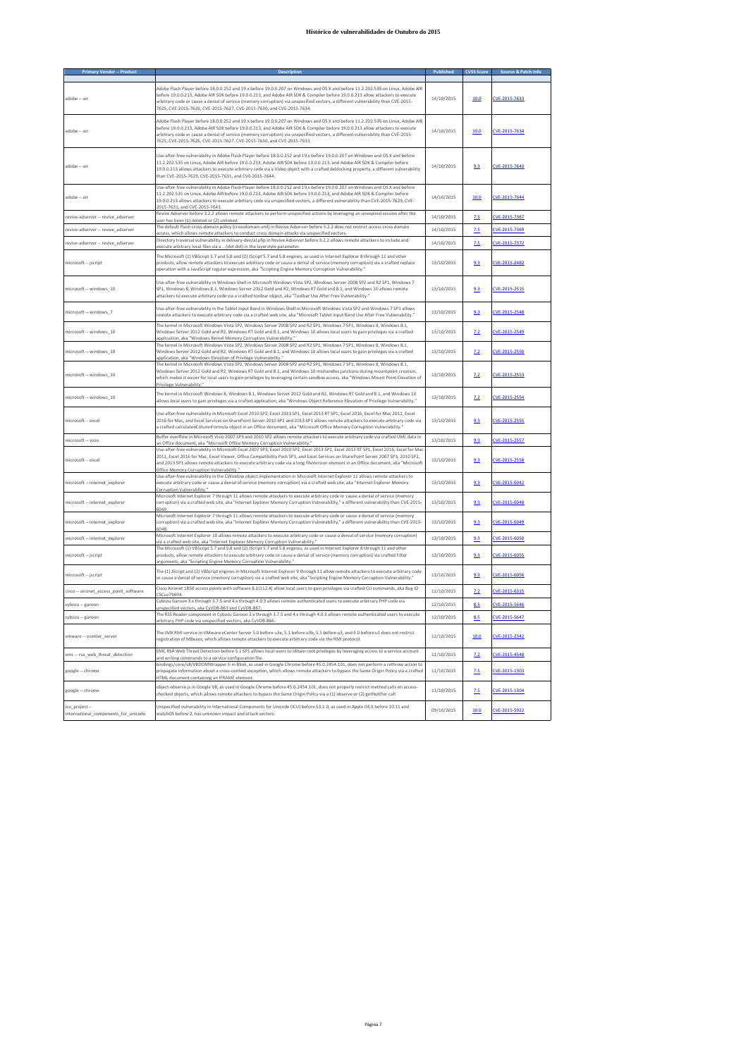# Histórico de vulnerabilidades de Outubro do 2015

| Primary Vendor -- Product | Description | Published | CVSS Score | Source & Patch Info |
|---|---|---|---|---|
| adobe -- air | Adobe Flash Player before 18.0.0.252 and 19.x before 19.0.0.207 on Windows and OS X and before 11.2.202.535 on Linux, Adobe AIR before 19.0.0.213, Adobe AIR SDK before 19.0.0.213, and Adobe AIR SDK & Compiler before 19.0.0.213 allow attackers to execute arbitrary code or cause a denial of service (memory corruption) via unspecified vectors, a different vulnerability than CVE-2015-7625, CVE-2015-7626, CVE-2015-7627, CVE-2015-7630, and CVE-2015-7634. | 14/10/2015 | 10.0 | CVE-2015-7633 |
| adobe -- air | Adobe Flash Player before 18.0.0.252 and 19.x before 19.0.0.207 on Windows and OS X and before 11.2.202.535 on Linux, Adobe AIR before 19.0.0.213, Adobe AIR SDK before 19.0.0.213, and Adobe AIR SDK & Compiler before 19.0.0.213 allow attackers to execute arbitrary code or cause a denial of service (memory corruption) via unspecified vectors, a different vulnerability than CVE-2015-7625, CVE-2015-7626, CVE-2015-7627, CVE-2015-7630, and CVE-2015-7633. | 14/10/2015 | 10.0 | CVE-2015-7634 |
| adobe -- air | Use-after-free vulnerability in Adobe Flash Player before 18.0.0.252 and 19.x before 19.0.0.207 on Windows and OS X and before 11.2.202.535 on Linux, Adobe AIR before 19.0.0.213, Adobe AIR SDK before 19.0.0.213, and Adobe AIR SDK & Compiler before 19.0.0.213 allows attackers to execute arbitrary code via a Video object with a crafted deblocking property, a different vulnerability than CVE-2015-7629, CVE-2015-7631, and CVE-2015-7644. | 14/10/2015 | 9.3 | CVE-2015-7643 |
| adobe -- air | Use-after-free vulnerability in Adobe Flash Player before 18.0.0.252 and 19.x before 19.0.0.207 on Windows and OS X and before 11.2.202.535 on Linux, Adobe AIR before 19.0.0.213, Adobe AIR SDK before 19.0.0.213, and Adobe AIR SDK & Compiler before 19.0.0.213 allows attackers to execute arbitrary code via unspecified vectors, a different vulnerability than CVE-2015-7629, CVE-2015-7631, and CVE-2015-7643. | 14/10/2015 | 10.0 | CVE-2015-7644 |
| revive-adserver -- revive_adserver | Revive Adserver before 3.2.2 allows remote attackers to perform unspecified actions by leveraging an unexpired session after the user has been (1) deleted or (2) unlinked. | 14/10/2015 | 7.5 | CVE-2015-7367 |
| revive-adserver -- revive_adserver | The default Flash cross-domain policy (crossdomain.xml) in Revive Adserver before 3.2.2 does not restrict access cross domain access, which allows remote attackers to conduct cross domain attacks via unspecified vectors. | 14/10/2015 | 7.5 | CVE-2015-7369 |
| revive-adserver -- revive_adserver | Directory traversal vulnerability in delivery-dev/al.php in Revive Adserver before 3.2.2 allows remote attackers to include and execute arbitrary local files via a .. (dot dot) in the layerstyle parameter. | 14/10/2015 | 7.5 | CVE-2015-7372 |
| microsoft -- jscript | The Microsoft (1) VBScript 5.7 and 5.8 and (2) JScript 5.7 and 5.8 engines, as used in Internet Explorer 8 through 11 and other products, allow remote attackers to execute arbitrary code or cause a denial of service (memory corruption) via a crafted replace operation with a JavaScript regular expression, aka "Scripting Engine Memory Corruption Vulnerability." | 13/10/2015 | 9.3 | CVE-2015-2482 |
| microsoft -- windows_10 | Use-after-free vulnerability in Windows Shell in Microsoft Windows Vista SP2, Windows Server 2008 SP2 and R2 SP1, Windows 7 SP1, Windows 8, Windows 8.1, Windows Server 2012 Gold and R2, Windows RT Gold and 8.1, and Windows 10 allows remote attackers to execute arbitrary code via a crafted toolbar object, aka "Toolbar Use After Free Vulnerability." | 13/10/2015 | 9.3 | CVE-2015-2515 |
| microsoft -- windows_7 | Use-after-free vulnerability in the Tablet Input Band in Windows Shell in Microsoft Windows Vista SP2 and Windows 7 SP1 allows remote attackers to execute arbitrary code via a crafted web site, aka "Microsoft Tablet Input Band Use After Free Vulnerability." | 13/10/2015 | 9.3 | CVE-2015-2548 |
| microsoft -- windows_10 | The kernel in Microsoft Windows Vista SP2, Windows Server 2008 SP2 and R2 SP1, Windows 7 SP1, Windows 8, Windows 8.1, Windows Server 2012 Gold and R2, Windows RT Gold and 8.1, and Windows 10 allows local users to gain privileges via a crafted application, aka "Windows Kernel Memory Corruption Vulnerability." | 13/10/2015 | 7.2 | CVE-2015-2549 |
| microsoft -- windows_10 | The kernel in Microsoft Windows Vista SP2, Windows Server 2008 SP2 and R2 SP1, Windows 7 SP1, Windows 8, Windows 8.1, Windows Server 2012 Gold and R2, Windows RT Gold and 8.1, and Windows 10 allows local users to gain privileges via a crafted application, aka "Windows Elevation of Privilege Vulnerability." | 13/10/2015 | 7.2 | CVE-2015-2550 |
| microsoft -- windows_10 | The kernel in Microsoft Windows Vista SP2, Windows Server 2008 SP2 and R2 SP1, Windows 7 SP1, Windows 8, Windows 8.1, Windows Server 2012 Gold and R2, Windows RT Gold and 8.1, and Windows 10 mishandles junctions during mountpoint creation, which makes it easier for local users to gain privileges by leveraging certain sandbox access, aka "Windows Mount Point Elevation of Privilege Vulnerability." | 13/10/2015 | 7.2 | CVE-2015-2553 |
| microsoft -- windows_10 | The kernel in Microsoft Windows 8, Windows 8.1, Windows Server 2012 Gold and R2, Windows RT Gold and 8.1, and Windows 10 allows local users to gain privileges via a crafted application, aka "Windows Object Reference Elevation of Privilege Vulnerability." | 13/10/2015 | 7.2 | CVE-2015-2554 |
| microsoft -- excel | Use-after-free vulnerability in Microsoft Excel 2010 SP2, Excel 2013 SP1, Excel 2013 RT SP1, Excel 2016, Excel for Mac 2011, Excel 2016 for Mac, and Excel Services on SharePoint Server 2010 SP2 and 2013 SP1 allows remote attackers to execute arbitrary code via a crafted calculatedColumnFormula object in an Office document, aka "Microsoft Office Memory Corruption Vulnerability." | 13/10/2015 | 9.3 | CVE-2015-2555 |
| microsoft -- visio | Buffer overflow in Microsoft Visio 2007 SP3 and 2010 SP2 allows remote attackers to execute arbitrary code via crafted UML data in an Office document, aka "Microsoft Office Memory Corruption Vulnerability." | 13/10/2015 | 9.3 | CVE-2015-2557 |
| microsoft -- excel | Use-after-free vulnerability in Microsoft Excel 2007 SP3, Excel 2010 SP2, Excel 2013 SP1, Excel 2013 RT SP1, Excel 2016, Excel for Mac 2011, Excel 2016 for Mac, Excel Viewer, Office Compatibility Pack SP3, and Excel Services on SharePoint Server 2007 SP3, 2010 SP2, and 2013 SP1 allows remote attackers to execute arbitrary code via a long fileVersion element in an Office document, aka "Microsoft Office Memory Corruption Vulnerability." | 13/10/2015 | 9.3 | CVE-2015-2558 |
| microsoft -- internet_explorer | Use-after-free vulnerability in the CWindow object implementation in Microsoft Internet Explorer 11 allows remote attackers to execute arbitrary code or cause a denial of service (memory corruption) via a crafted web site, aka "Internet Explorer Memory Corruption Vulnerability." | 13/10/2015 | 9.3 | CVE-2015-6042 |
| microsoft -- internet_explorer | Microsoft Internet Explorer 7 through 11 allows remote attackers to execute arbitrary code or cause a denial of service (memory corruption) via a crafted web site, aka "Internet Explorer Memory Corruption Vulnerability," a different vulnerability than CVE-2015-6049. | 13/10/2015 | 9.3 | CVE-2015-6048 |
| microsoft -- internet_explorer | Microsoft Internet Explorer 7 through 11 allows remote attackers to execute arbitrary code or cause a denial of service (memory corruption) via a crafted web site, aka "Internet Explorer Memory Corruption Vulnerability," a different vulnerability than CVE-2015-6048. | 13/10/2015 | 9.3 | CVE-2015-6049 |
| microsoft -- internet_explorer | Microsoft Internet Explorer 10 allows remote attackers to execute arbitrary code or cause a denial of service (memory corruption) via a crafted web site, aka "Internet Explorer Memory Corruption Vulnerability." | 13/10/2015 | 9.3 | CVE-2015-6050 |
| microsoft -- jscript | The Microsoft (1) VBScript 5.7 and 5.8 and (2) JScript 5.7 and 5.8 engines, as used in Internet Explorer 8 through 11 and other products, allow remote attackers to execute arbitrary code or cause a denial of service (memory corruption) via crafted Filter arguments, aka "Scripting Engine Memory Corruption Vulnerability." | 13/10/2015 | 9.3 | CVE-2015-6055 |
| microsoft -- jscript | The (1) JScript and (2) VBScript engines in Microsoft Internet Explorer 9 through 11 allow remote attackers to execute arbitrary code or cause a denial of service (memory corruption) via a crafted web site, aka "Scripting Engine Memory Corruption Vulnerability." | 13/10/2015 | 9.3 | CVE-2015-6056 |
| cisco -- aironet_access_point_software | Cisco Aironet 1850 access points with software 8.1(112.4) allow local users to gain privileges via crafted CLI commands, aka Bug ID CSCuv79694. | 12/10/2015 | 7.2 | CVE-2015-6315 |
| cybozu -- garoon | Cybozu Garoon 3.x through 3.7.5 and 4.x through 4.0.3 allows remote authenticated users to execute arbitrary PHP code via unspecified vectors, aka CyVDB-863 and CyVDB-867. | 12/10/2015 | 8.5 | CVE-2015-5646 |
| cybozu -- garoon | The RSS Reader component in Cybozu Garoon 3.x through 3.7.5 and 4.x through 4.0.3 allows remote authenticated users to execute arbitrary PHP code via unspecified vectors, aka CyVDB-866. | 12/10/2015 | 8.5 | CVE-2015-5647 |
| vmware -- vcenter_server | The JMX RMI service in VMware vCenter Server 5.0 before u3e, 5.1 before u3b, 5.5 before u3, and 6.0 before u1 does not restrict registration of MBeans, which allows remote attackers to execute arbitrary code via the RMI protocol. | 12/10/2015 | 10.0 | CVE-2015-2342 |
| emc -- rsa_web_threat_detection | EMC RSA Web Threat Detection before 5.1 SP1 allows local users to obtain root privileges by leveraging access to a service account and writing commands to a service configuration file. | 11/10/2015 | 7.2 | CVE-2015-4548 |
| google -- chrome | bindings/core/v8/V8DOMWrapper.h in Blink, as used in Google Chrome before 45.0.2454.101, does not perform a rethrow action to propagate information about a cross-context exception, which allows remote attackers to bypass the Same Origin Policy via a crafted HTML document containing an IFRAME element. | 11/10/2015 | 7.5 | CVE-2015-1303 |
| google -- chrome | object-observe.js in Google V8, as used in Google Chrome before 45.0.2454.101, does not properly restrict method calls on access-checked objects, which allows remote attackers to bypass the Same Origin Policy via a (1) observe or (2) getNotifier call. | 11/10/2015 | 7.5 | CVE-2015-1304 |
| icu_project -- international_components_for_unicode | Unspecified vulnerability in International Components for Unicode (ICU) before 53.1.0, as used in Apple OS X before 10.11 and watchOS before 2, has unknown impact and attack vectors. | 09/10/2015 | 10.0 | CVE-2015-5922 |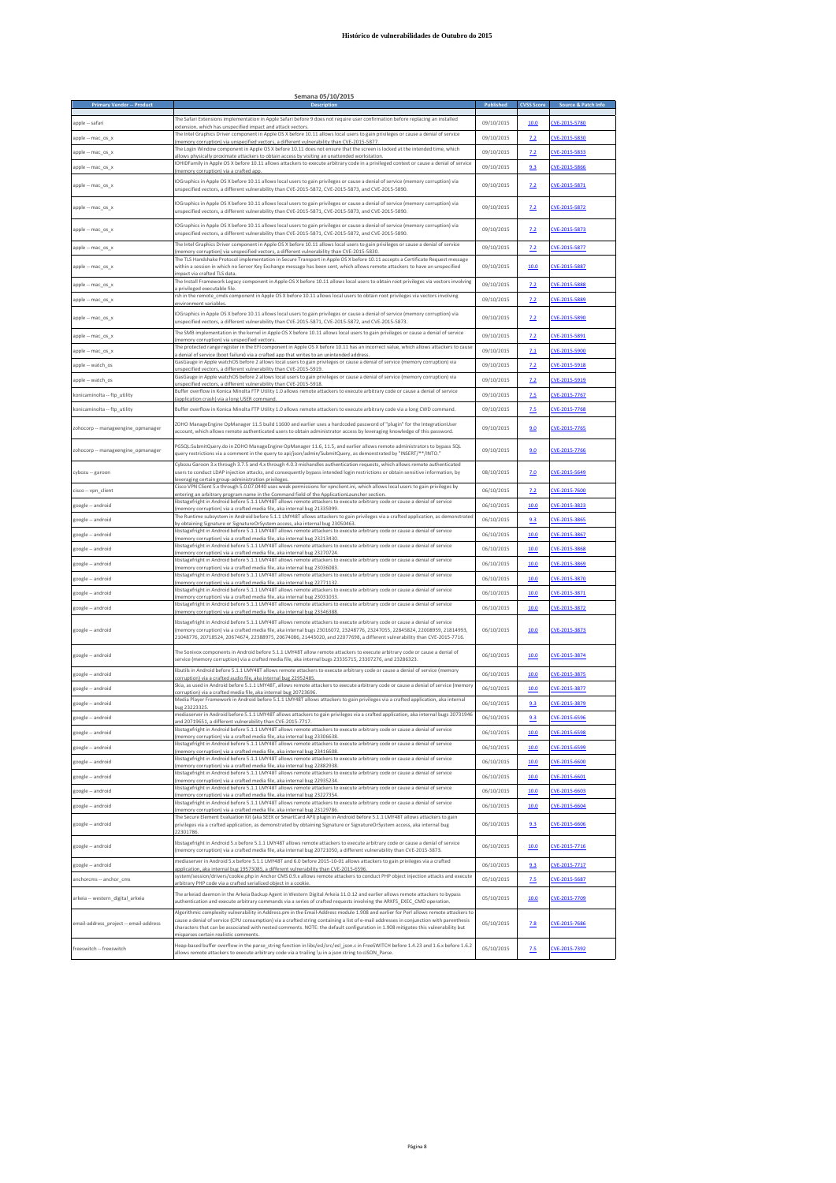**Histórico de vulnerabilidades de Outubro de 2015**

Semana 05/10/2015

| Primary Vendor -- Product | Description | Published | CVSS Score | Source & Patch Info |
|---|---|---|---|---|
| apple -- safari | The Safari Extensions implementation in Apple Safari before 9 does not require user confirmation before replacing an installed extension, which has unspecified impact and attack vectors. | 09/10/2015 | 10.0 | CVE-2015-5780 |
| apple -- mac_os_x | The Intel Graphics Driver component in Apple OS X before 10.11 allows local users to gain privileges or cause a denial of service (memory corruption) via unspecified vectors, a different vulnerability than CVE-2015-5877. | 09/10/2015 | 7.2 | CVE-2015-5830 |
| apple -- mac_os_x | The Login Window component in Apple OS X before 10.11 does not ensure that the screen is locked at the intended time, which allows physically proximate attackers to obtain access by visiting an unattended workstation. | 09/10/2015 | 7.2 | CVE-2015-5833 |
| apple -- mac_os_x | IOHIDFamily in Apple OS X before 10.11 allows attackers to execute arbitrary code in a privileged context or cause a denial of service (memory corruption) via a crafted app. | 09/10/2015 | 9.3 | CVE-2015-5866 |
| apple -- mac_os_x | IOGraphics in Apple OS X before 10.11 allows local users to gain privileges or cause a denial of service (memory corruption) via unspecified vectors, a different vulnerability than CVE-2015-5872, CVE-2015-5873, and CVE-2015-5890. | 09/10/2015 | 7.2 | CVE-2015-5871 |
| apple -- mac_os_x | IOGraphics in Apple OS X before 10.11 allows local users to gain privileges or cause a denial of service (memory corruption) via unspecified vectors, a different vulnerability than CVE-2015-5871, CVE-2015-5873, and CVE-2015-5890. | 09/10/2015 | 7.2 | CVE-2015-5872 |
| apple -- mac_os_x | IOGraphics in Apple OS X before 10.11 allows local users to gain privileges or cause a denial of service (memory corruption) via unspecified vectors, a different vulnerability than CVE-2015-5871, CVE-2015-5872, and CVE-2015-5890. | 09/10/2015 | 7.2 | CVE-2015-5873 |
| apple -- mac_os_x | The Intel Graphics Driver component in Apple OS X before 10.11 allows local users to gain privileges or cause a denial of service (memory corruption) via unspecified vectors, a different vulnerability than CVE-2015-5830. | 09/10/2015 | 7.2 | CVE-2015-5877 |
| apple -- mac_os_x | The TLS Handshake Protocol implementation in Secure Transport in Apple OS X before 10.11 accepts a Certificate Request message within a session in which no Server Key Exchange message has been sent, which allows remote attackers to have an unspecified impact via crafted TLS data. | 09/10/2015 | 10.0 | CVE-2015-5887 |
| apple -- mac_os_x | The Install Framework Legacy component in Apple OS X before 10.11 allows local users to obtain root privileges via vectors involving a privileged executable file. | 09/10/2015 | 7.2 | CVE-2015-5888 |
| apple -- mac_os_x | rsh in the remote_cmds component in Apple OS X before 10.11 allows local users to obtain root privileges via vectors involving environment variables. | 09/10/2015 | 7.2 | CVE-2015-5889 |
| apple -- mac_os_x | IOGraphics in Apple OS X before 10.11 allows local users to gain privileges or cause a denial of service (memory corruption) via unspecified vectors, a different vulnerability than CVE-2015-5871, CVE-2015-5872, and CVE-2015-5873. | 09/10/2015 | 7.2 | CVE-2015-5890 |
| apple -- mac_os_x | The SMB implementation in the kernel in Apple OS X before 10.11 allows local users to gain privileges or cause a denial of service (memory corruption) via unspecified vectors. | 09/10/2015 | 7.2 | CVE-2015-5891 |
| apple -- mac_os_x | The protected range register in the EFI component in Apple OS X before 10.11 has an incorrect value, which allows attackers to cause a denial of service (boot failure) via a crafted app that writes to an unintended address. | 09/10/2015 | 7.1 | CVE-2015-5900 |
| apple -- watch_os | GasGauge in Apple watchOS before 2 allows local users to gain privileges or cause a denial of service (memory corruption) via unspecified vectors, a different vulnerability than CVE-2015-5919. | 09/10/2015 | 7.2 | CVE-2015-5918 |
| apple -- watch_os | GasGauge in Apple watchOS before 2 allows local users to gain privileges or cause a denial of service (memory corruption) via unspecified vectors, a different vulnerability than CVE-2015-5918. | 09/10/2015 | 7.2 | CVE-2015-5919 |
| konicaminolta -- ftp_utility | Buffer overflow in Konica Minolta FTP Utility 1.0 allows remote attackers to execute arbitrary code or cause a denial of service (application crash) via a long USER command. | 09/10/2015 | 7.5 | CVE-2015-7767 |
| konicaminolta -- ftp_utility | Buffer overflow in Konica Minolta FTP Utility 1.0 allows remote attackers to execute arbitrary code via a long CWD command. | 09/10/2015 | 7.5 | CVE-2015-7768 |
| zohocorp -- manageengine_opmanager | ZOHO ManageEngine OpManager 11.5 build 11600 and earlier uses a hardcoded password of "plugin" for the IntegrationUser account, which allows remote authenticated users to obtain administrator access by leveraging knowledge of this password. | 09/10/2015 | 9.0 | CVE-2015-7765 |
| zohocorp -- manageengine_opmanager | PGSQL:SubmitQuery.do in ZOHO ManageEngine OpManager 11.6, 11.5, and earlier allows remote administrators to bypass SQL query restrictions via a comment in the query to api/json/admin/SubmitQuery, as demonstrated by "INSERT/**/INTO." | 09/10/2015 | 9.0 | CVE-2015-7766 |
| cybozu -- garoon | Cybozu Garoon 3.x through 3.7.5 and 4.x through 4.0.3 mishandles authentication requests, which allows remote authenticated users to conduct LDAP injection attacks, and consequently bypass intended login restrictions or obtain sensitive information, by leveraging certain group-administration privileges. | 08/10/2015 | 7.0 | CVE-2015-5649 |
| cisco -- vpn_client | Cisco VPN Client 5.x through 5.0.07.0440 uses weak permissions for vpnclient.ini, which allows local users to gain privileges by entering an arbitrary program name in the Command field of the ApplicationLauncher section. | 06/10/2015 | 7.2 | CVE-2015-7600 |
| google -- android | libstagefright in Android before 5.1.1 LMY48T allows remote attackers to execute arbitrary code or cause a denial of service (memory corruption) via a crafted media file, aka internal bug 21335999. | 06/10/2015 | 10.0 | CVE-2015-3823 |
| google -- android | The Runtime subsystem in Android before 5.1.1 LMY48T allows attackers to gain privileges via a crafted application, as demonstrated by obtaining Signature or SignatureOrSystem access, aka internal bug 23050463. | 06/10/2015 | 9.3 | CVE-2015-3865 |
| google -- android | libstagefright in Android before 5.1.1 LMY48T allows remote attackers to execute arbitrary code or cause a denial of service (memory corruption) via a crafted media file, aka internal bug 23213430. | 06/10/2015 | 10.0 | CVE-2015-3867 |
| google -- android | libstagefright in Android before 5.1.1 LMY48T allows remote attackers to execute arbitrary code or cause a denial of service (memory corruption) via a crafted media file, aka internal bug 23270724. | 06/10/2015 | 10.0 | CVE-2015-3868 |
| google -- android | libstagefright in Android before 5.1.1 LMY48T allows remote attackers to execute arbitrary code or cause a denial of service (memory corruption) via a crafted media file, aka internal bug 23036083. | 06/10/2015 | 10.0 | CVE-2015-3869 |
| google -- android | libstagefright in Android before 5.1.1 LMY48T allows remote attackers to execute arbitrary code or cause a denial of service (memory corruption) via a crafted media file, aka internal bug 22771132. | 06/10/2015 | 10.0 | CVE-2015-3870 |
| google -- android | libstagefright in Android before 5.1.1 LMY48T allows remote attackers to execute arbitrary code or cause a denial of service (memory corruption) via a crafted media file, aka internal bug 23031033. | 06/10/2015 | 10.0 | CVE-2015-3871 |
| google -- android | libstagefright in Android before 5.1.1 LMY48T allows remote attackers to execute arbitrary code or cause a denial of service (memory corruption) via a crafted media file, aka internal bug 23346388. | 06/10/2015 | 10.0 | CVE-2015-3872 |
| google -- android | libstagefright in Android before 5.1.1 LMY48T allows remote attackers to execute arbitrary code or cause a denial of service (memory corruption) via a crafted media file, aka internal bugs 23016072, 23248776, 23247055, 22845824, 22008959, 21814993, 21048776, 20718524, 20674674, 22388975, 20674086, 21443020, and 22077698, a different vulnerability than CVE-2015-7716. | 06/10/2015 | 10.0 | CVE-2015-3873 |
| google -- android | The Sonivox components in Android before 5.1.1 LMY48T allow remote attackers to execute arbitrary code or cause a denial of service (memory corruption) via a crafted media file, aka internal bugs 23335715, 23307276, and 23286323. | 06/10/2015 | 10.0 | CVE-2015-3874 |
| google -- android | libutils in Android before 5.1.1 LMY48T allows remote attackers to execute arbitrary code or cause a denial of service (memory corruption) via a crafted audio file, aka internal bug 22952485. | 06/10/2015 | 10.0 | CVE-2015-3875 |
| google -- android | Skia, as used in Android before 5.1.1 LMY48T, allows remote attackers to execute arbitrary code or cause a denial of service (memory corruption) via a crafted media file, aka internal bug 20723696. | 06/10/2015 | 10.0 | CVE-2015-3877 |
| google -- android | Media Player Framework in Android before 5.1.1 LMY48T allows attackers to gain privileges via a crafted application, aka internal bug 23223325. | 06/10/2015 | 9.3 | CVE-2015-3879 |
| google -- android | mediaserver in Android before 5.1.1 LMY48T allows attackers to gain privileges via a crafted application, aka internal bugs 20731946 and 20719651, a different vulnerability than CVE-2015-7717. | 06/10/2015 | 9.3 | CVE-2015-6596 |
| google -- android | libstagefright in Android before 5.1.1 LMY48T allows remote attackers to execute arbitrary code or cause a denial of service (memory corruption) via a crafted media file, aka internal bug 23306638. | 06/10/2015 | 10.0 | CVE-2015-6598 |
| google -- android | libstagefright in Android before 5.1.1 LMY48T allows remote attackers to execute arbitrary code or cause a denial of service (memory corruption) via a crafted media file, aka internal bug 23416608. | 06/10/2015 | 10.0 | CVE-2015-6599 |
| google -- android | libstagefright in Android before 5.1.1 LMY48T allows remote attackers to execute arbitrary code or cause a denial of service (memory corruption) via a crafted media file, aka internal bug 22882938. | 06/10/2015 | 10.0 | CVE-2015-6600 |
| google -- android | libstagefright in Android before 5.1.1 LMY48T allows remote attackers to execute arbitrary code or cause a denial of service (memory corruption) via a crafted media file, aka internal bug 22935234. | 06/10/2015 | 10.0 | CVE-2015-6601 |
| google -- android | libstagefright in Android before 5.1.1 LMY48T allows remote attackers to execute arbitrary code or cause a denial of service (memory corruption) via a crafted media file, aka internal bug 23227354. | 06/10/2015 | 10.0 | CVE-2015-6603 |
| google -- android | libstagefright in Android before 5.1.1 LMY48T allows remote attackers to execute arbitrary code or cause a denial of service (memory corruption) via a crafted media file, aka internal bug 23129786. | 06/10/2015 | 10.0 | CVE-2015-6604 |
| google -- android | The Secure Element Evaluation Kit (aka SEEK or SmartCard API) plugin in Android before 5.1.1 LMY48T allows attackers to gain privileges via a crafted application, as demonstrated by obtaining Signature or SignatureOrSystem access, aka internal bug 22301786. | 06/10/2015 | 9.3 | CVE-2015-6606 |
| google -- android | libstagefright in Android 5.x before 5.1.1 LMY48T allows remote attackers to execute arbitrary code or cause a denial of service (memory corruption) via a crafted media file, aka internal bug 20721050, a different vulnerability than CVE-2015-3873. | 06/10/2015 | 10.0 | CVE-2015-7716 |
| google -- android | mediaserver in Android 5.x before 5.1.1 LMY48T and 6.0 before 2015-10-01 allows attackers to gain privileges via a crafted application, aka internal bug 19573085, a different vulnerability than CVE-2015-6596. | 06/10/2015 | 9.3 | CVE-2015-7717 |
| anchorcms -- anchor_cms | system/session/drivers/cookie.php in Anchor CMS 0.9.x allows remote attackers to conduct PHP object injection attacks and execute arbitrary PHP code via a crafted serialized object in a cookie. | 05/10/2015 | 7.5 | CVE-2015-5687 |
| arkeia -- western_digital_arkeia | The arkeiad daemon in the Arkeia Backup Agent in Western Digital Arkeia 11.0.12 and earlier allows remote attackers to bypass authentication and execute arbitrary commands via a series of crafted requests involving the ARKFS_EXEC_CMD operation. | 05/10/2015 | 10.0 | CVE-2015-7709 |
| email-address_project -- email-address | Algorithmic complexity vulnerability in Address.pm in the Email-Address module 1.908 and earlier for Perl allows remote attackers to cause a denial of service (CPU consumption) via a crafted string containing a list of e-mail addresses in conjunction with parenthesis characters that can be associated with nested comments. NOTE: the default configuration in 1.908 mitigates this vulnerability but misparses certain realistic comments. | 05/10/2015 | 7.8 | CVE-2015-7686 |
| freeswitch -- freeswitch | Heap-based buffer overflow in the parse_string function in libs/esl/src/esl_json.c in FreeSWITCH before 1.4.23 and 1.6.x before 1.6.2 allows remote attackers to execute arbitrary code via a trailing \u in a json string to cJSON_Parse. | 05/10/2015 | 7.5 | CVE-2015-7392 |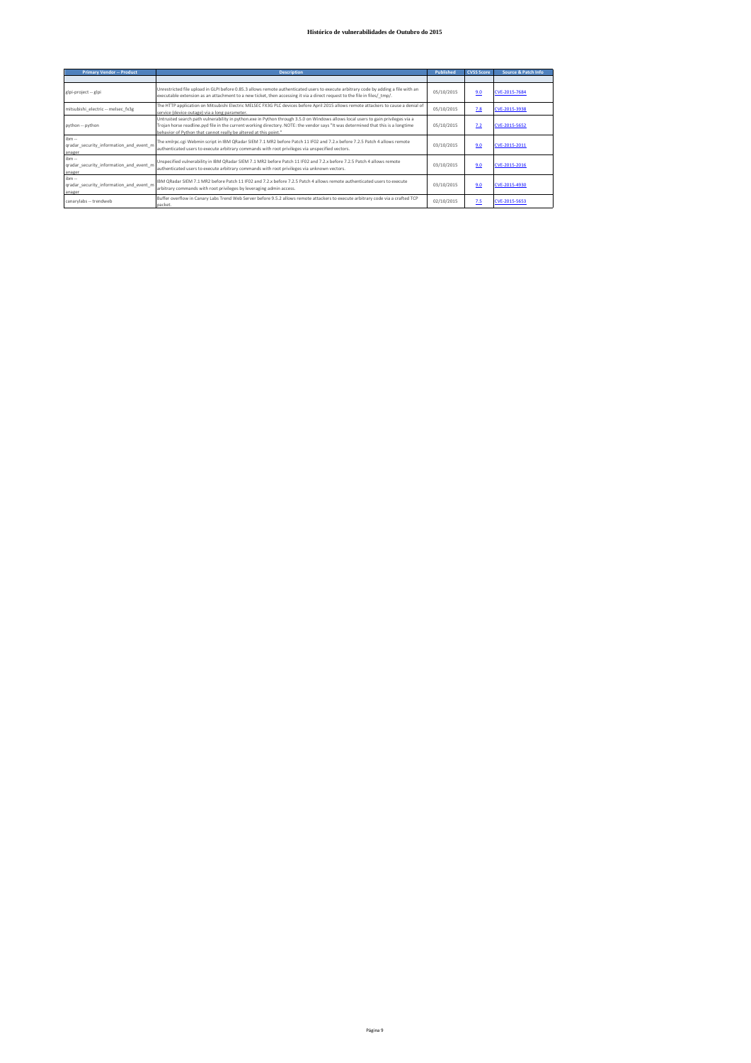# Histórico de vulnerabilidades de Outubro do 2015

| Primary Vendor -- Product | Description | Published | CVSS Score | Source & Patch Info |
|---|---|---|---|---|
| | | | | |
| glpi-project -- glpi | Unrestricted file upload in GLPI before 0.85.3 allows remote authenticated users to execute arbitrary code by adding a file with an executable extension as an attachment to a new ticket, then accessing it via a direct request to the file in files/_tmp/. | 05/10/2015 | 9.0 | CVE-2015-7684 |
| mitsubishi_electric -- melsec_fx3g | The HTTP application on Mitsubishi Electric MELSEC FX3G PLC devices before April 2015 allows remote attackers to cause a denial of service (device outage) via a long parameter. | 05/10/2015 | 7.8 | CVE-2015-3938 |
| python -- python | Untrusted search path vulnerability in python.exe in Python through 3.5.0 on Windows allows local users to gain privileges via a Trojan horse readline.pyd file in the current working directory. NOTE: the vendor says "It was determined that this is a longtime behavior of Python that cannot really be altered at this point." | 05/10/2015 | 7.2 | CVE-2015-5652 |
| ibm -- qradar_security_information_and_event_manager | The xmlrpc.cgi Webmin script in IBM QRadar SIEM 7.1 MR2 before Patch 11 IF02 and 7.2.x before 7.2.5 Patch 4 allows remote authenticated users to execute arbitrary commands with root privileges via unspecified vectors. | 03/10/2015 | 9.0 | CVE-2015-2011 |
| ibm -- qradar_security_information_and_event_manager | Unspecified vulnerability in IBM QRadar SIEM 7.1 MR2 before Patch 11 IF02 and 7.2.x before 7.2.5 Patch 4 allows remote authenticated users to execute arbitrary commands with root privileges via unknown vectors. | 03/10/2015 | 9.0 | CVE-2015-2016 |
| ibm -- qradar_security_information_and_event_manager | IBM QRadar SIEM 7.1 MR2 before Patch 11 IF02 and 7.2.x before 7.2.5 Patch 4 allows remote authenticated users to execute arbitrary commands with root privileges by leveraging admin access. | 03/10/2015 | 9.0 | CVE-2015-4930 |
| canarylabs -- trendweb | Buffer overflow in Canary Labs Trend Web Server before 9.5.2 allows remote attackers to execute arbitrary code via a crafted TCP packet. | 02/10/2015 | 7.5 | CVE-2015-5653 |